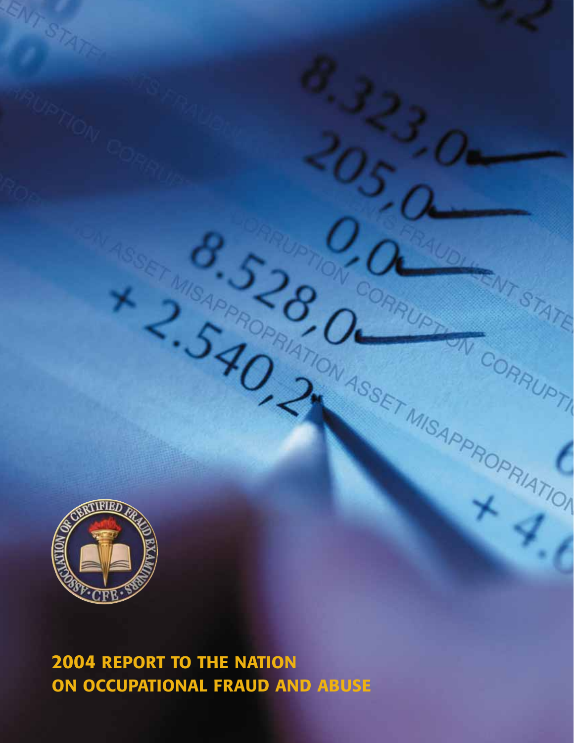# 2004 REPORT TO THE NATION ON OCCUPATIONAL FRAUD AND ABUSE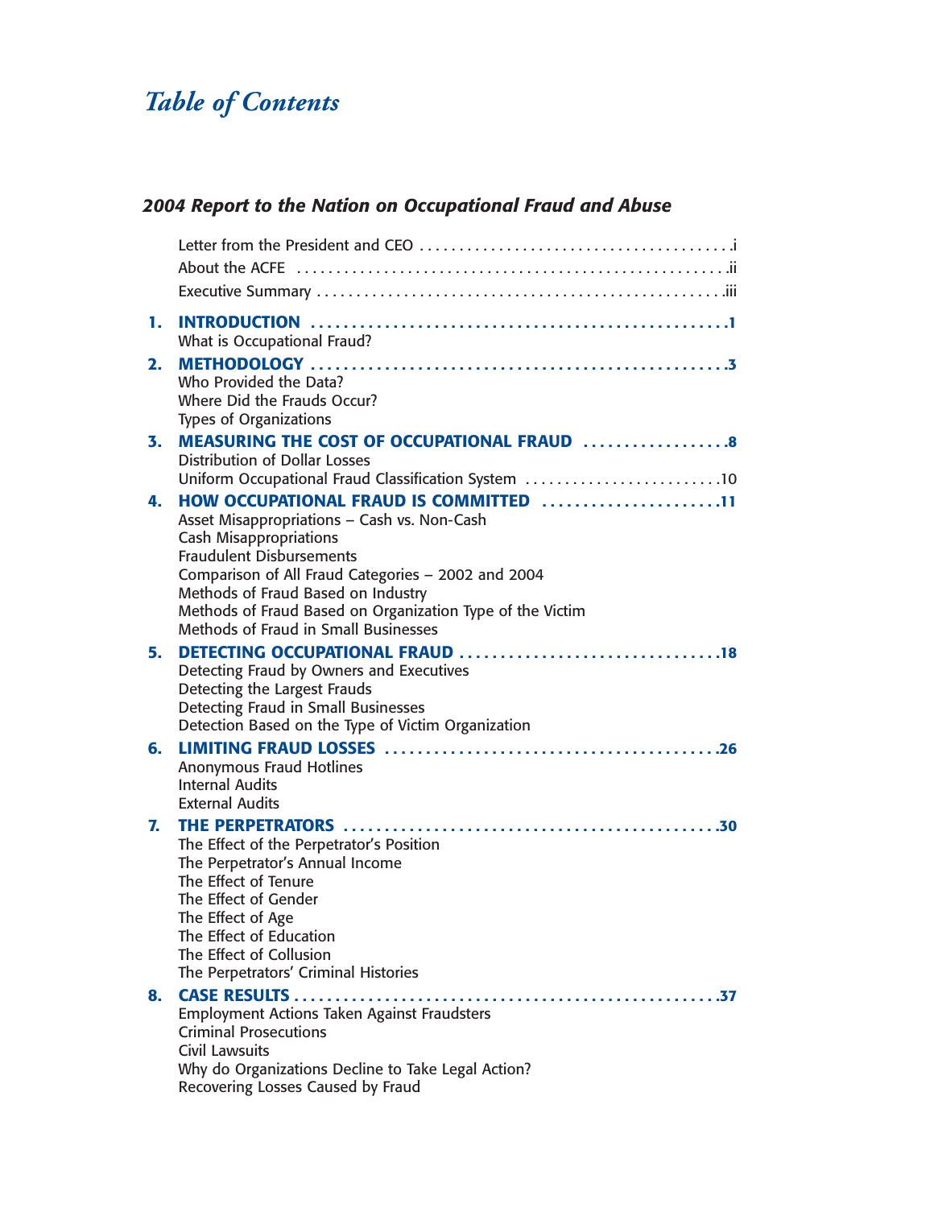# Table of Contents

## 2004 Report to the Nation on Occupational Fraud and Abuse

Letter from the President and CEO . . . . . . . . . . . . . . . . . . . . . . . . . . . . . . . . . . . . . . i
About the ACFE . . . . . . . . . . . . . . . . . . . . . . . . . . . . . . . . . . . . . . . . . . . . . . . . . . . ii
Executive Summary . . . . . . . . . . . . . . . . . . . . . . . . . . . . . . . . . . . . . . . . . . . . . . . iii

1. **INTRODUCTION** . . . . . . . . . . . . . . . . . . . . . . . . . . . . . . . . . . . . . . . . . . . . . . . . . 1
   What is Occupational Fraud?
2. **METHODOLOGY** . . . . . . . . . . . . . . . . . . . . . . . . . . . . . . . . . . . . . . . . . . . . . . . . . 3
   Who Provided the Data?
   Where Did the Frauds Occur?
   Types of Organizations
3. **MEASURING THE COST OF OCCUPATIONAL FRAUD** . . . . . . . . . . . . . . . . . . 8
   Distribution of Dollar Losses
   Uniform Occupational Fraud Classification System . . . . . . . . . . . . . . . . . . . . . . . . . 10
4. **HOW OCCUPATIONAL FRAUD IS COMMITTED** . . . . . . . . . . . . . . . . . . . . . . 11
   Asset Misappropriations – Cash vs. Non-Cash
   Cash Misappropriations
   Fraudulent Disbursements
   Comparison of All Fraud Categories – 2002 and 2004
   Methods of Fraud Based on Industry
   Methods of Fraud Based on Organization Type of the Victim
   Methods of Fraud in Small Businesses
5. **DETECTING OCCUPATIONAL FRAUD** . . . . . . . . . . . . . . . . . . . . . . . . . . . . . . . . 18
   Detecting Fraud by Owners and Executives
   Detecting the Largest Frauds
   Detecting Fraud in Small Businesses
   Detection Based on the Type of Victim Organization
6. **LIMITING FRAUD LOSSES** . . . . . . . . . . . . . . . . . . . . . . . . . . . . . . . . . . . . . . . . 26
   Anonymous Fraud Hotlines
   Internal Audits
   External Audits
7. **THE PERPETRATORS** . . . . . . . . . . . . . . . . . . . . . . . . . . . . . . . . . . . . . . . . . . . . . 30
   The Effect of the Perpetrator's Position
   The Perpetrator's Annual Income
   The Effect of Tenure
   The Effect of Gender
   The Effect of Age
   The Effect of Education
   The Effect of Collusion
   The Perpetrators' Criminal Histories
8. **CASE RESULTS** . . . . . . . . . . . . . . . . . . . . . . . . . . . . . . . . . . . . . . . . . . . . . . . . . 37
   Employment Actions Taken Against Fraudsters
   Criminal Prosecutions
   Civil Lawsuits
   Why do Organizations Decline to Take Legal Action?
   Recovering Losses Caused by Fraud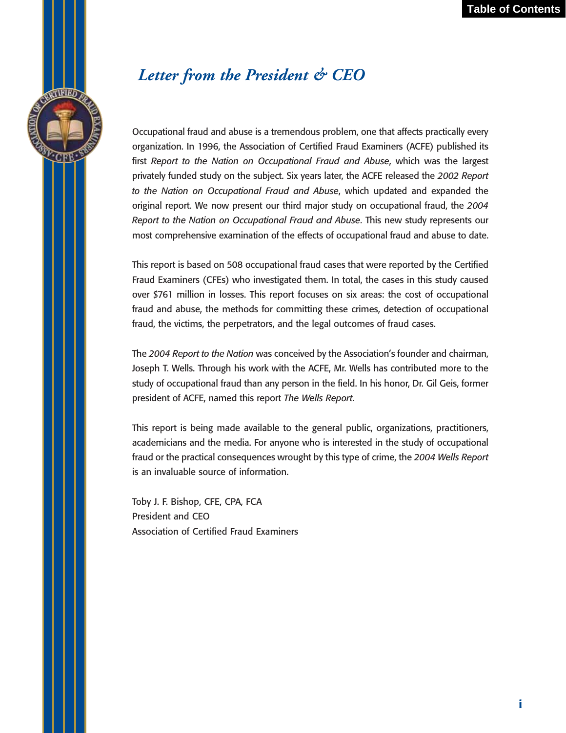# *Letter from the President & CEO*

Occupational fraud and abuse is a tremendous problem, one that affects practically every organization. In 1996, the Association of Certified Fraud Examiners (ACFE) published its first *Report to the Nation on Occupational Fraud and Abuse*, which was the largest privately funded study on the subject. Six years later, the ACFE released the *2002 Report to the Nation on Occupational Fraud and Abuse*, which updated and expanded the original report. We now present our third major study on occupational fraud, the *2004 Report to the Nation on Occupational Fraud and Abuse*. This new study represents our most comprehensive examination of the effects of occupational fraud and abuse to date.

This report is based on 508 occupational fraud cases that were reported by the Certified Fraud Examiners (CFEs) who investigated them. In total, the cases in this study caused over $761 million in losses. This report focuses on six areas: the cost of occupational fraud and abuse, the methods for committing these crimes, detection of occupational fraud, the victims, the perpetrators, and the legal outcomes of fraud cases.

The *2004 Report to the Nation* was conceived by the Association's founder and chairman, Joseph T. Wells. Through his work with the ACFE, Mr. Wells has contributed more to the study of occupational fraud than any person in the field. In his honor, Dr. Gil Geis, former president of ACFE, named this report *The Wells Report*.

This report is being made available to the general public, organizations, practitioners, academicians and the media. For anyone who is interested in the study of occupational fraud or the practical consequences wrought by this type of crime, the *2004 Wells Report* is an invaluable source of information.

Toby J. F. Bishop, CFE, CPA, FCA
President and CEO
Association of Certified Fraud Examiners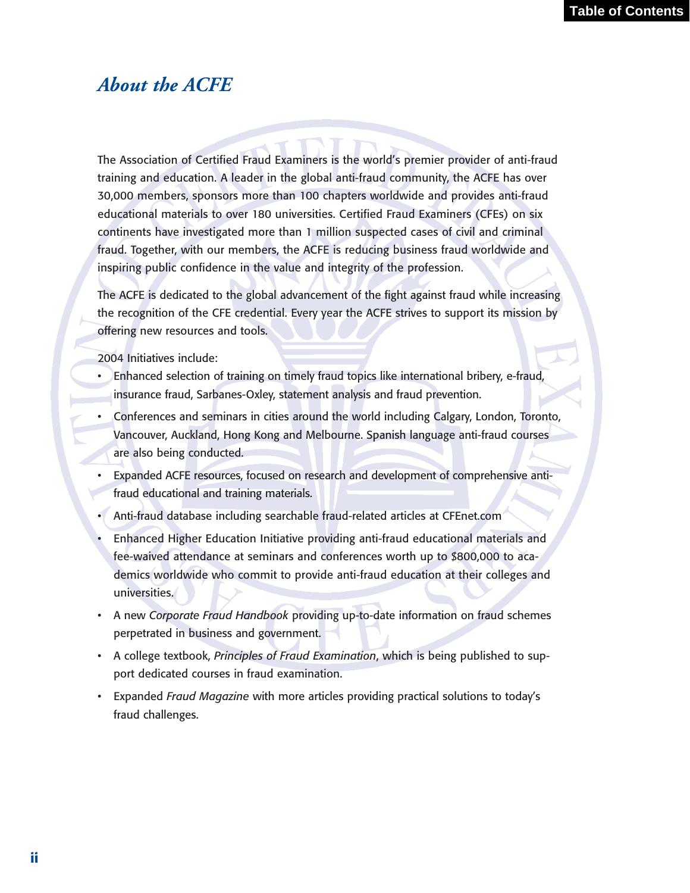# *About the ACFE*

The Association of Certified Fraud Examiners is the world's premier provider of anti-fraud training and education. A leader in the global anti-fraud community, the ACFE has over 30,000 members, sponsors more than 100 chapters worldwide and provides anti-fraud educational materials to over 180 universities. Certified Fraud Examiners (CFEs) on six continents have investigated more than 1 million suspected cases of civil and criminal fraud. Together, with our members, the ACFE is reducing business fraud worldwide and inspiring public confidence in the value and integrity of the profession.

The ACFE is dedicated to the global advancement of the fight against fraud while increasing the recognition of the CFE credential. Every year the ACFE strives to support its mission by offering new resources and tools.

2004 Initiatives include:

- Enhanced selection of training on timely fraud topics like international bribery, e-fraud, insurance fraud, Sarbanes-Oxley, statement analysis and fraud prevention.
- Conferences and seminars in cities around the world including Calgary, London, Toronto, Vancouver, Auckland, Hong Kong and Melbourne. Spanish language anti-fraud courses are also being conducted.
- Expanded ACFE resources, focused on research and development of comprehensive anti-fraud educational and training materials.
- Anti-fraud database including searchable fraud-related articles at CFEnet.com
- Enhanced Higher Education Initiative providing anti-fraud educational materials and fee-waived attendance at seminars and conferences worth up to $800,000 to academics worldwide who commit to provide anti-fraud education at their colleges and universities.
- A new *Corporate Fraud Handbook* providing up-to-date information on fraud schemes perpetrated in business and government.
- A college textbook, *Principles of Fraud Examination*, which is being published to support dedicated courses in fraud examination.
- Expanded *Fraud Magazine* with more articles providing practical solutions to today's fraud challenges.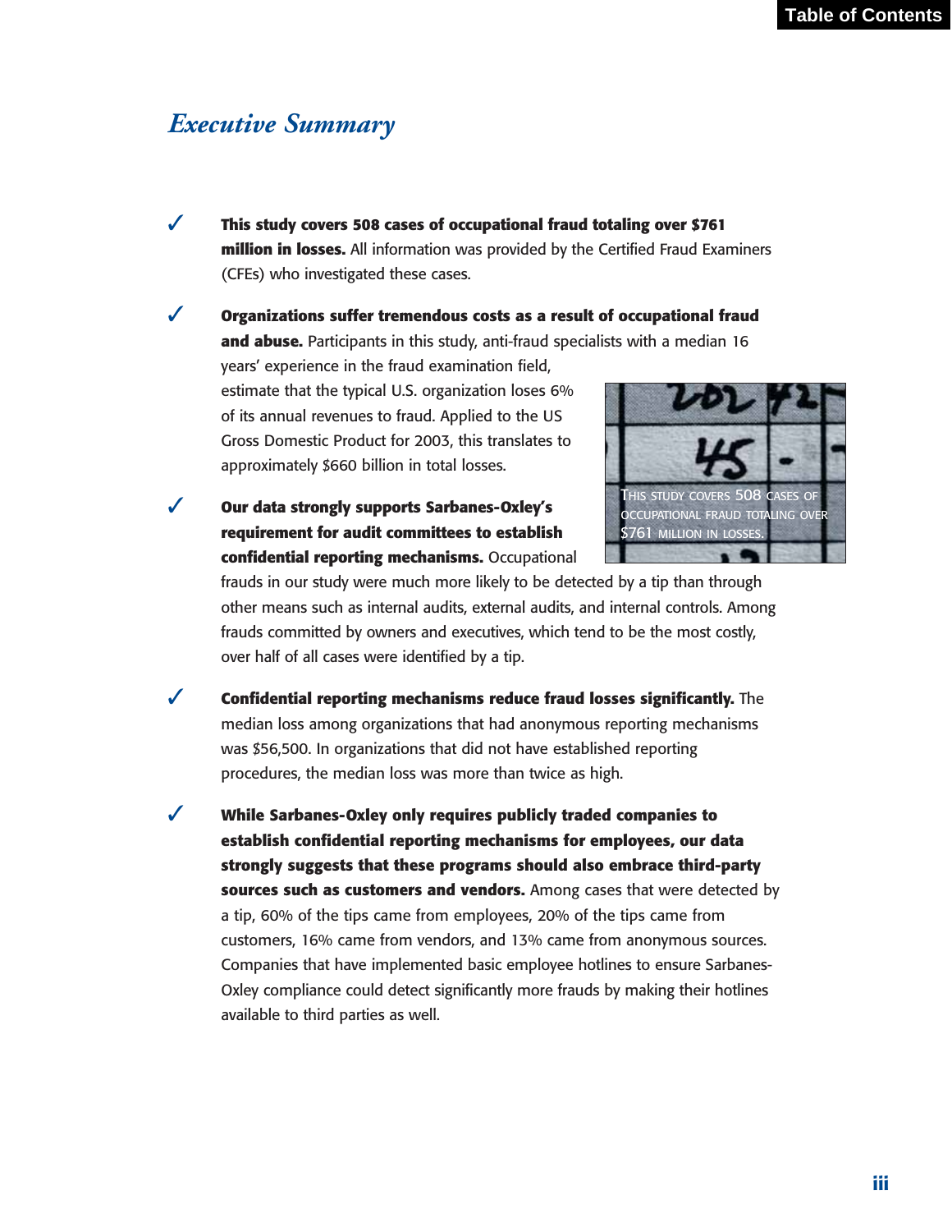# *Executive Summary*

- **This study covers 508 cases of occupational fraud totaling over $761 million in losses.** All information was provided by the Certified Fraud Examiners (CFEs) who investigated these cases.

- **Organizations suffer tremendous costs as a result of occupational fraud and abuse.** Participants in this study, anti-fraud specialists with a median 16 years' experience in the fraud examination field, estimate that the typical U.S. organization loses 6% of its annual revenues to fraud. Applied to the US Gross Domestic Product for 2003, this translates to approximately $660 billion in total losses.

THIS STUDY COVERS 508 CASES OF OCCUPATIONAL FRAUD TOTALING OVER $761 MILLION IN LOSSES.

- **Our data strongly supports Sarbanes-Oxley's requirement for audit committees to establish confidential reporting mechanisms.** Occupational frauds in our study were much more likely to be detected by a tip than through other means such as internal audits, external audits, and internal controls. Among frauds committed by owners and executives, which tend to be the most costly, over half of all cases were identified by a tip.

- **Confidential reporting mechanisms reduce fraud losses significantly.** The median loss among organizations that had anonymous reporting mechanisms was $56,500. In organizations that did not have established reporting procedures, the median loss was more than twice as high.

- **While Sarbanes-Oxley only requires publicly traded companies to establish confidential reporting mechanisms for employees, our data strongly suggests that these programs should also embrace third-party sources such as customers and vendors.** Among cases that were detected by a tip, 60% of the tips came from employees, 20% of the tips came from customers, 16% came from vendors, and 13% came from anonymous sources. Companies that have implemented basic employee hotlines to ensure Sarbanes-Oxley compliance could detect significantly more frauds by making their hotlines available to third parties as well.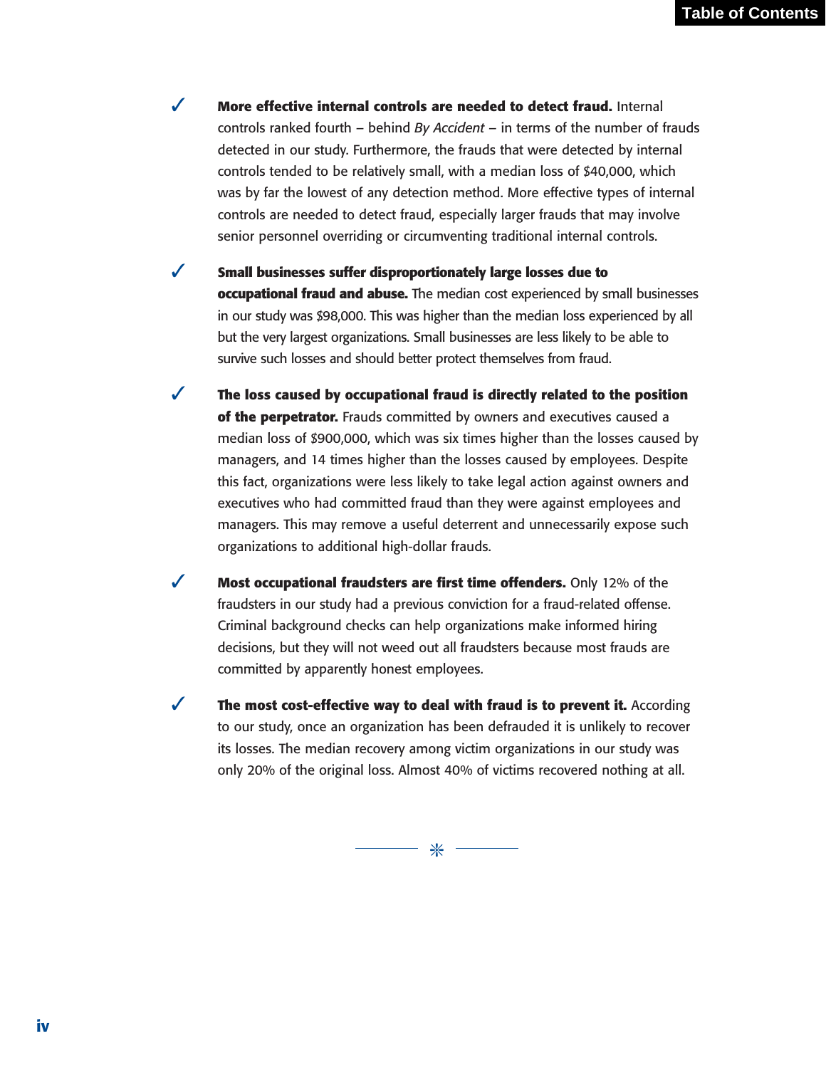- ✓ **More effective internal controls are needed to detect fraud.** Internal controls ranked fourth – behind *By Accident* – in terms of the number of frauds detected in our study. Furthermore, the frauds that were detected by internal controls tended to be relatively small, with a median loss of $40,000, which was by far the lowest of any detection method. More effective types of internal controls are needed to detect fraud, especially larger frauds that may involve senior personnel overriding or circumventing traditional internal controls.

- ✓ **Small businesses suffer disproportionately large losses due to occupational fraud and abuse.** The median cost experienced by small businesses in our study was $98,000. This was higher than the median loss experienced by all but the very largest organizations. Small businesses are less likely to be able to survive such losses and should better protect themselves from fraud.

- ✓ **The loss caused by occupational fraud is directly related to the position of the perpetrator.** Frauds committed by owners and executives caused a median loss of $900,000, which was six times higher than the losses caused by managers, and 14 times higher than the losses caused by employees. Despite this fact, organizations were less likely to take legal action against owners and executives who had committed fraud than they were against employees and managers. This may remove a useful deterrent and unnecessarily expose such organizations to additional high-dollar frauds.

- ✓ **Most occupational fraudsters are first time offenders.** Only 12% of the fraudsters in our study had a previous conviction for a fraud-related offense. Criminal background checks can help organizations make informed hiring decisions, but they will not weed out all fraudsters because most frauds are committed by apparently honest employees.

- ✓ **The most cost-effective way to deal with fraud is to prevent it.** According to our study, once an organization has been defrauded it is unlikely to recover its losses. The median recovery among victim organizations in our study was only 20% of the original loss. Almost 40% of victims recovered nothing at all.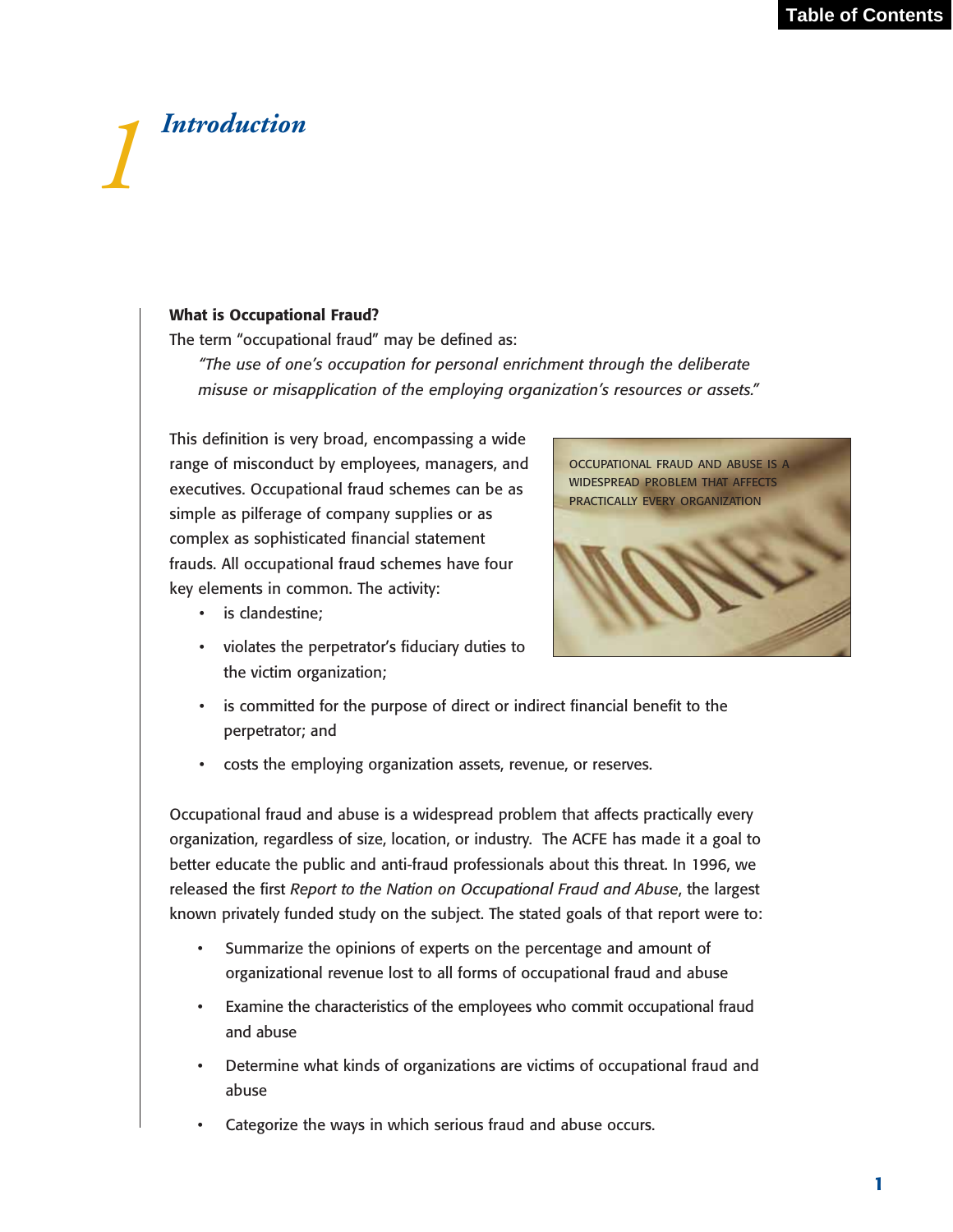# 1 Introduction

### What is Occupational Fraud?

The term "occupational fraud" may be defined as:

> *"The use of one's occupation for personal enrichment through the deliberate misuse or misapplication of the employing organization's resources or assets."*

This definition is very broad, encompassing a wide range of misconduct by employees, managers, and executives. Occupational fraud schemes can be as simple as pilferage of company supplies or as complex as sophisticated financial statement frauds. All occupational fraud schemes have four key elements in common. The activity:

- is clandestine;
- violates the perpetrator's fiduciary duties to the victim organization;
- is committed for the purpose of direct or indirect financial benefit to the perpetrator; and
- costs the employing organization assets, revenue, or reserves.

OCCUPATIONAL FRAUD AND ABUSE IS A WIDESPREAD PROBLEM THAT AFFECTS PRACTICALLY EVERY ORGANIZATION

Occupational fraud and abuse is a widespread problem that affects practically every organization, regardless of size, location, or industry. The ACFE has made it a goal to better educate the public and anti-fraud professionals about this threat. In 1996, we released the first *Report to the Nation on Occupational Fraud and Abuse*, the largest known privately funded study on the subject. The stated goals of that report were to:

- Summarize the opinions of experts on the percentage and amount of organizational revenue lost to all forms of occupational fraud and abuse
- Examine the characteristics of the employees who commit occupational fraud and abuse
- Determine what kinds of organizations are victims of occupational fraud and abuse
- Categorize the ways in which serious fraud and abuse occurs.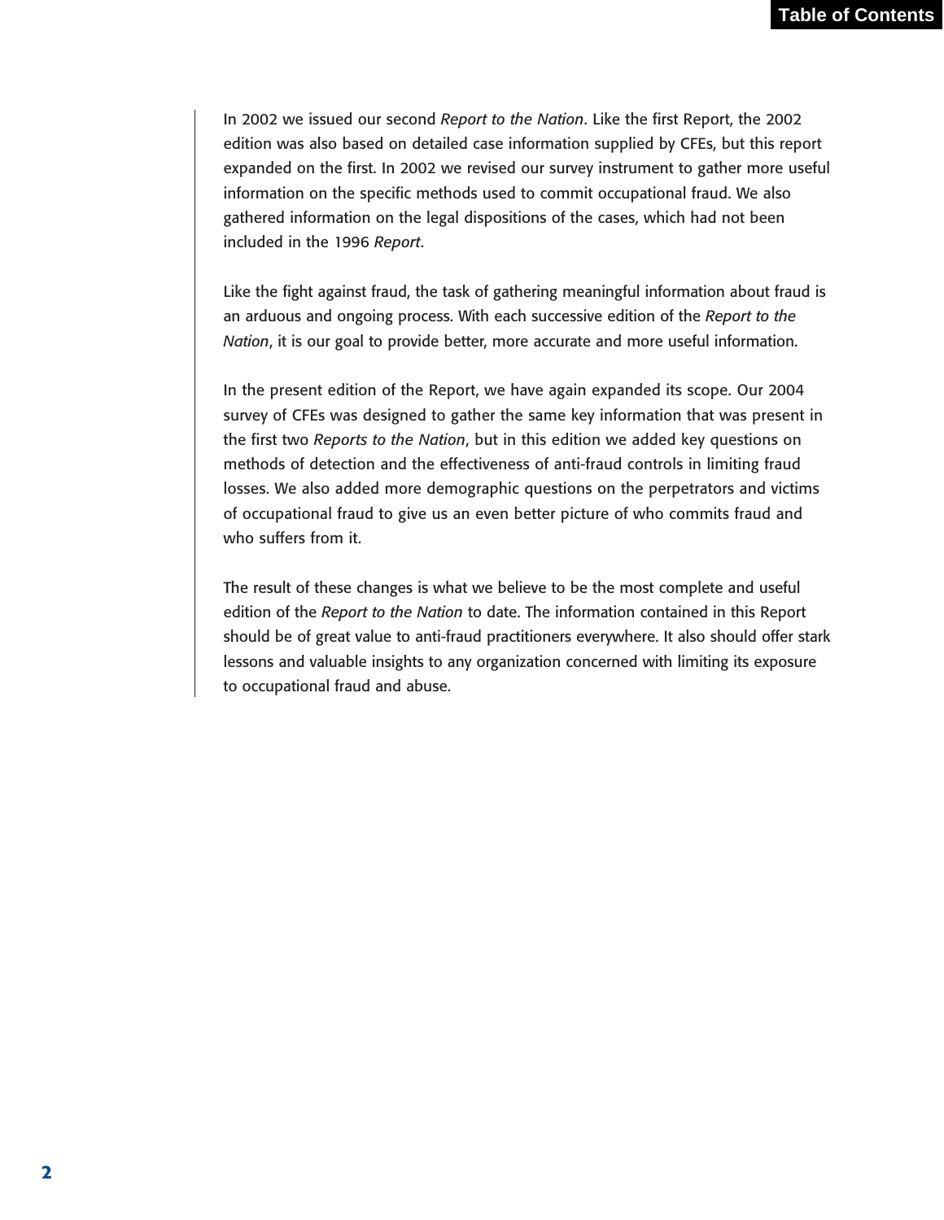In 2002 we issued our second *Report to the Nation*. Like the first Report, the 2002 edition was also based on detailed case information supplied by CFEs, but this report expanded on the first. In 2002 we revised our survey instrument to gather more useful information on the specific methods used to commit occupational fraud. We also gathered information on the legal dispositions of the cases, which had not been included in the 1996 *Report*.

Like the fight against fraud, the task of gathering meaningful information about fraud is an arduous and ongoing process. With each successive edition of the *Report to the Nation*, it is our goal to provide better, more accurate and more useful information.

In the present edition of the Report, we have again expanded its scope. Our 2004 survey of CFEs was designed to gather the same key information that was present in the first two *Reports to the Nation*, but in this edition we added key questions on methods of detection and the effectiveness of anti-fraud controls in limiting fraud losses. We also added more demographic questions on the perpetrators and victims of occupational fraud to give us an even better picture of who commits fraud and who suffers from it.

The result of these changes is what we believe to be the most complete and useful edition of the *Report to the Nation* to date. The information contained in this Report should be of great value to anti-fraud practitioners everywhere. It also should offer stark lessons and valuable insights to any organization concerned with limiting its exposure to occupational fraud and abuse.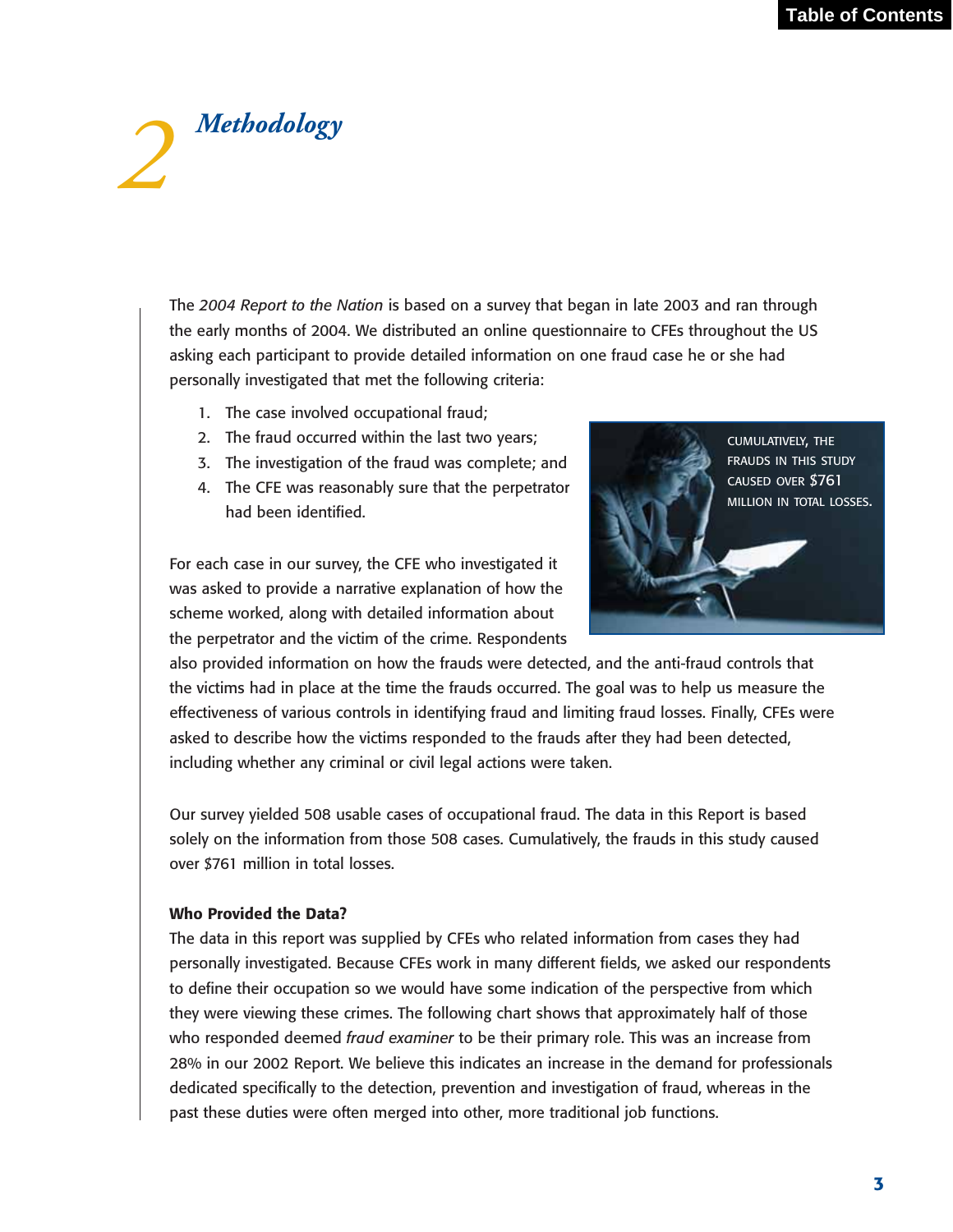# 2 Methodology

The *2004 Report to the Nation* is based on a survey that began in late 2003 and ran through the early months of 2004. We distributed an online questionnaire to CFEs throughout the US asking each participant to provide detailed information on one fraud case he or she had personally investigated that met the following criteria:

1. The case involved occupational fraud;
2. The fraud occurred within the last two years;
3. The investigation of the fraud was complete; and
4. The CFE was reasonably sure that the perpetrator had been identified.

CUMULATIVELY, THE FRAUDS IN THIS STUDY CAUSED OVER $761 MILLION IN TOTAL LOSSES.

For each case in our survey, the CFE who investigated it was asked to provide a narrative explanation of how the scheme worked, along with detailed information about the perpetrator and the victim of the crime. Respondents also provided information on how the frauds were detected, and the anti-fraud controls that the victims had in place at the time the frauds occurred. The goal was to help us measure the effectiveness of various controls in identifying fraud and limiting fraud losses. Finally, CFEs were asked to describe how the victims responded to the frauds after they had been detected, including whether any criminal or civil legal actions were taken.

Our survey yielded 508 usable cases of occupational fraud. The data in this Report is based solely on the information from those 508 cases. Cumulatively, the frauds in this study caused over $761 million in total losses.

**Who Provided the Data?**

The data in this report was supplied by CFEs who related information from cases they had personally investigated. Because CFEs work in many different fields, we asked our respondents to define their occupation so we would have some indication of the perspective from which they were viewing these crimes. The following chart shows that approximately half of those who responded deemed *fraud examiner* to be their primary role. This was an increase from 28% in our 2002 Report. We believe this indicates an increase in the demand for professionals dedicated specifically to the detection, prevention and investigation of fraud, whereas in the past these duties were often merged into other, more traditional job functions.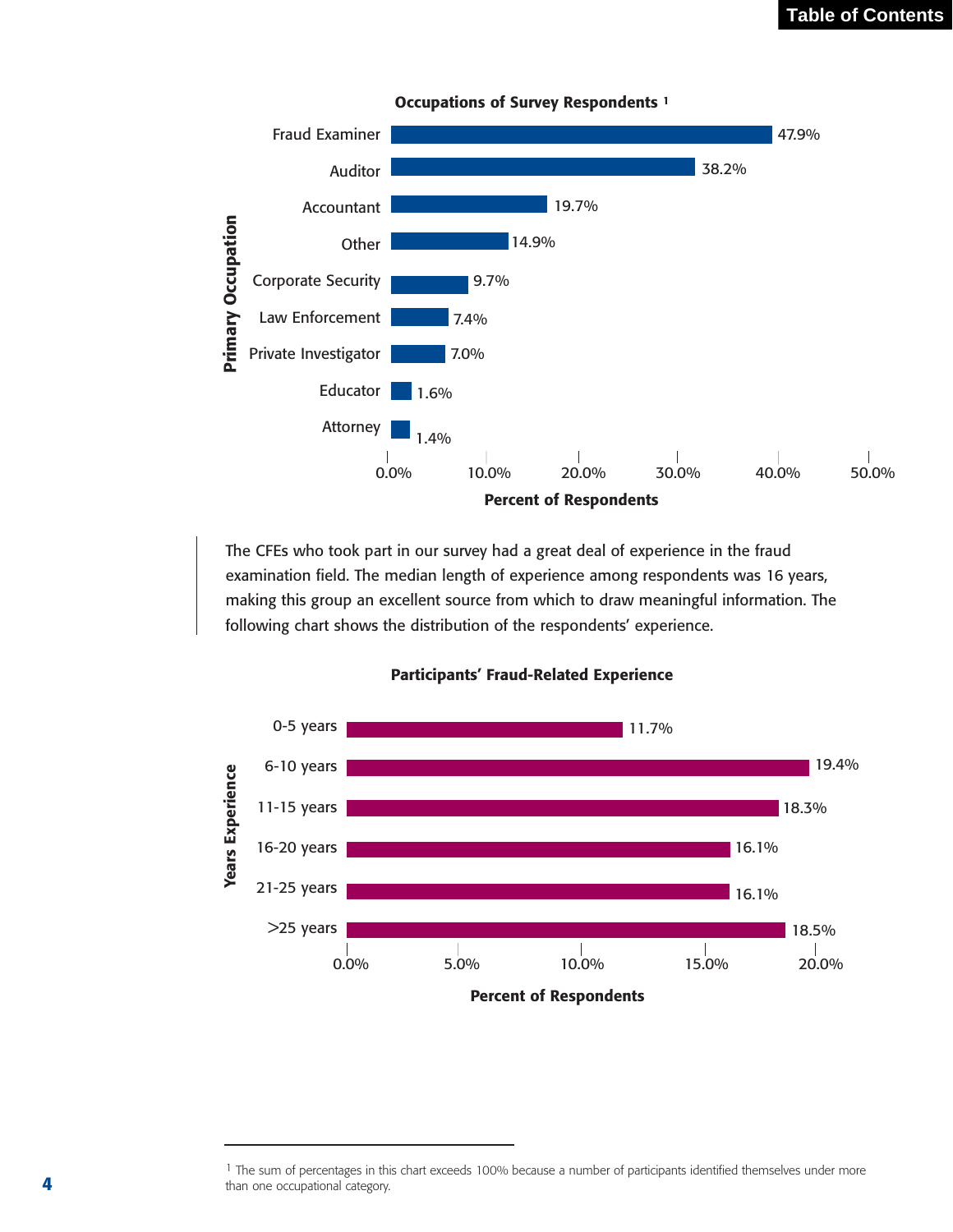**Occupations of Survey Respondents** [1]

| Primary Occupation | Percent of Respondents |
|---|---|
| Fraud Examiner | 47.9% |
| Auditor | 38.2% |
| Accountant | 19.7% |
| Other | 14.9% |
| Corporate Security | 9.7% |
| Law Enforcement | 7.4% |
| Private Investigator | 7.0% |
| Educator | 1.6% |
| Attorney | 1.4% |

The CFEs who took part in our survey had a great deal of experience in the fraud examination field. The median length of experience among respondents was 16 years, making this group an excellent source from which to draw meaningful information. The following chart shows the distribution of the respondents' experience.

**Participants' Fraud-Related Experience**

| Years Experience | Percent of Respondents |
|---|---|
| 0-5 years | 11.7% |
| 6-10 years | 19.4% |
| 11-15 years | 18.3% |
| 16-20 years | 16.1% |
| 21-25 years | 16.1% |
| >25 years | 18.5% |

---

[1] The sum of percentages in this chart exceeds 100% because a number of participants identified themselves under more than one occupational category.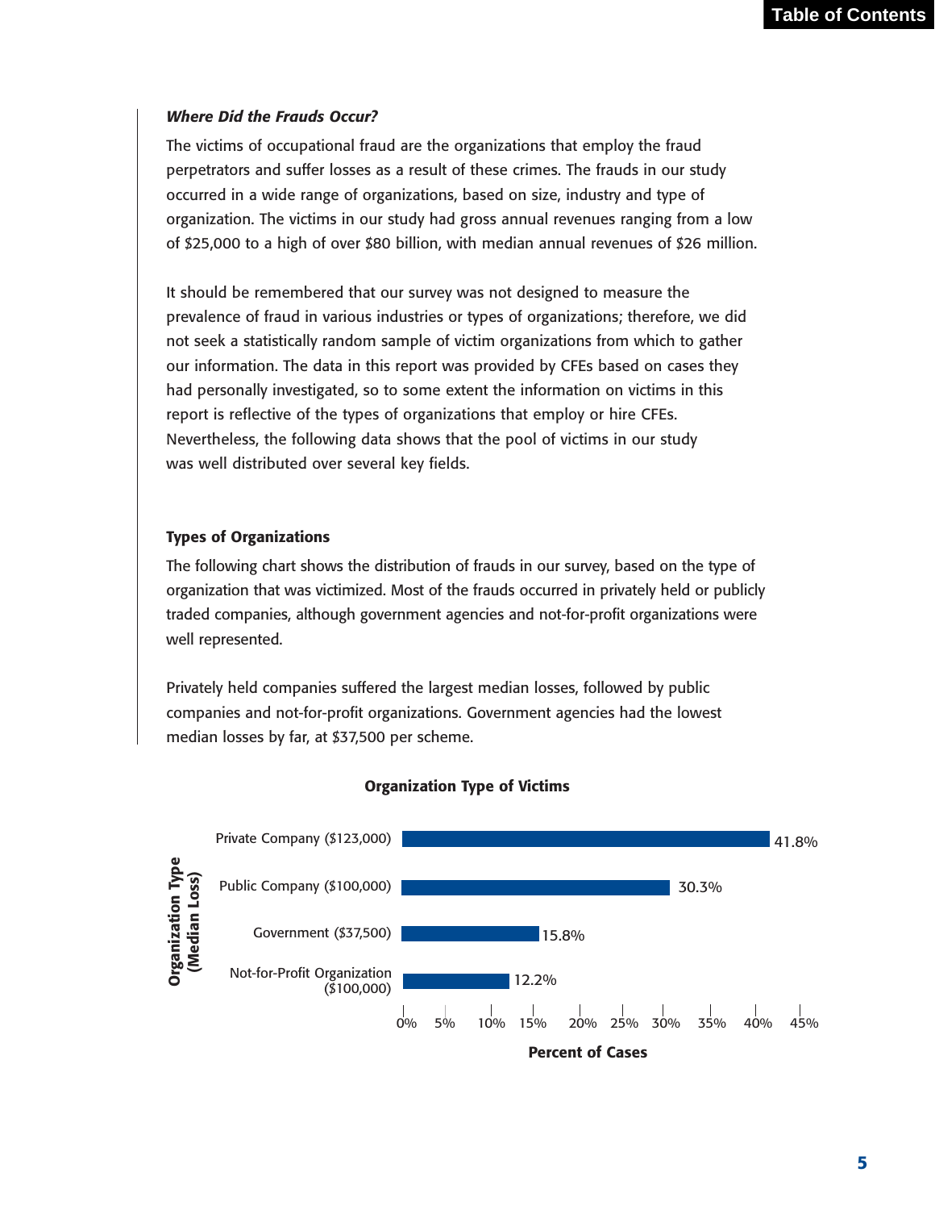***Where Did the Frauds Occur?***

The victims of occupational fraud are the organizations that employ the fraud perpetrators and suffer losses as a result of these crimes. The frauds in our study occurred in a wide range of organizations, based on size, industry and type of organization. The victims in our study had gross annual revenues ranging from a low of $25,000 to a high of over $80 billion, with median annual revenues of $26 million.

It should be remembered that our survey was not designed to measure the prevalence of fraud in various industries or types of organizations; therefore, we did not seek a statistically random sample of victim organizations from which to gather our information. The data in this report was provided by CFEs based on cases they had personally investigated, so to some extent the information on victims in this report is reflective of the types of organizations that employ or hire CFEs. Nevertheless, the following data shows that the pool of victims in our study was well distributed over several key fields.

**Types of Organizations**

The following chart shows the distribution of frauds in our survey, based on the type of organization that was victimized. Most of the frauds occurred in privately held or publicly traded companies, although government agencies and not-for-profit organizations were well represented.

Privately held companies suffered the largest median losses, followed by public companies and not-for-profit organizations. Government agencies had the lowest median losses by far, at $37,500 per scheme.

**Organization Type of Victims**

| Organization Type (Median Loss) | Percent of Cases |
|---|---|
| Private Company ($123,000) | 41.8% |
| Public Company ($100,000) | 30.3% |
| Government ($37,500) | 15.8% |
| Not-for-Profit Organization ($100,000) | 12.2% |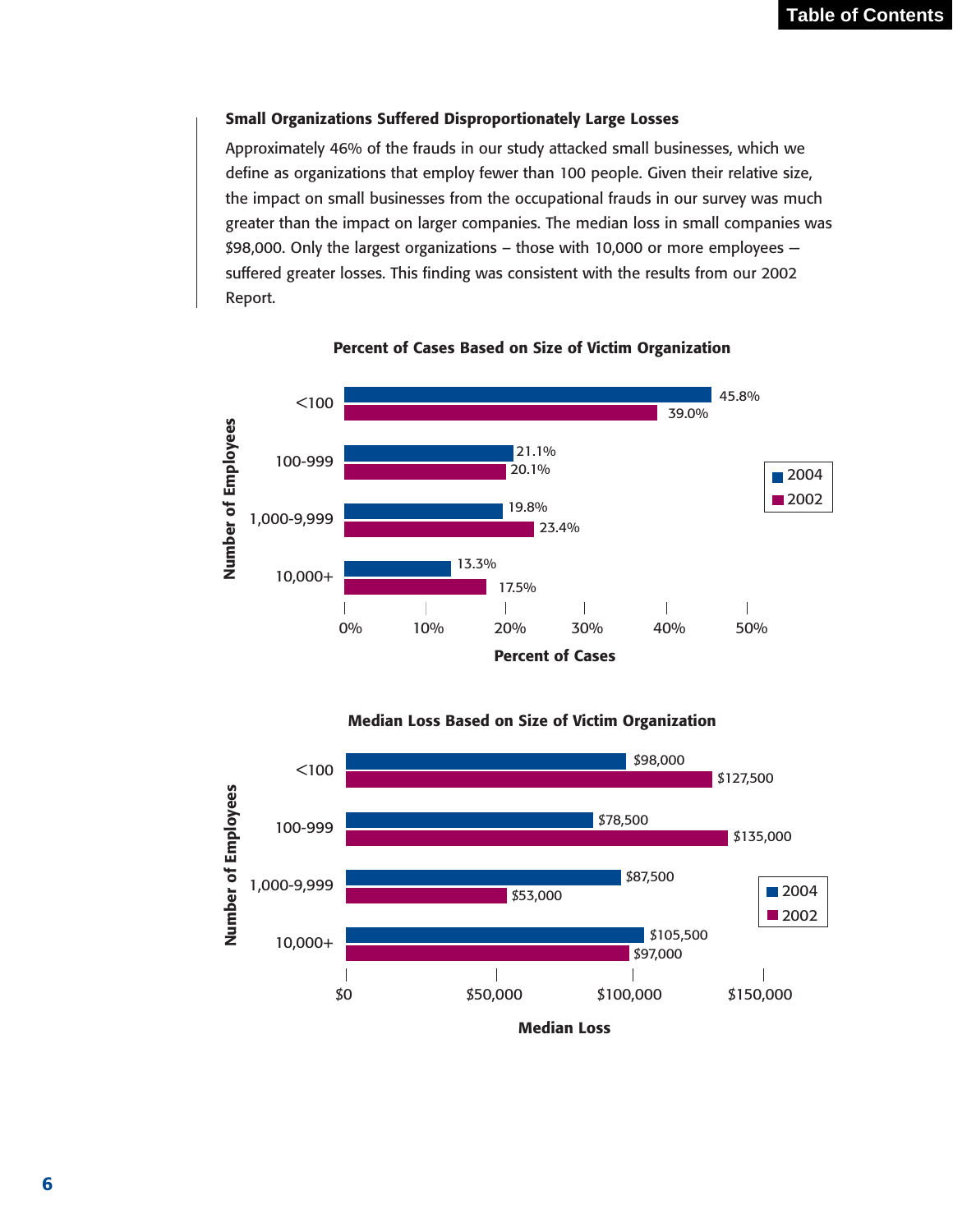### Small Organizations Suffered Disproportionately Large Losses

Approximately 46% of the frauds in our study attacked small businesses, which we define as organizations that employ fewer than 100 people. Given their relative size, the impact on small businesses from the occupational frauds in our survey was much greater than the impact on larger companies. The median loss in small companies was $98,000. Only the largest organizations – those with 10,000 or more employees – suffered greater losses. This finding was consistent with the results from our 2002 Report.

**Percent of Cases Based on Size of Victim Organization**

| Number of Employees | 2004 | 2002 |
|---|---|---|
| <100 | 45.8% | 39.0% |
| 100-999 | 21.1% | 20.1% |
| 1,000-9,999 | 19.8% | 23.4% |
| 10,000+ | 13.3% | 17.5% |

**Median Loss Based on Size of Victim Organization**

| Number of Employees | 2004 | 2002 |
|---|---|---|
| <100 | $98,000 | $127,500 |
| 100-999 | $78,500 | $135,000 |
| 1,000-9,999 | $87,500 | $53,000 |
| 10,000+ | $105,500 | $97,000 |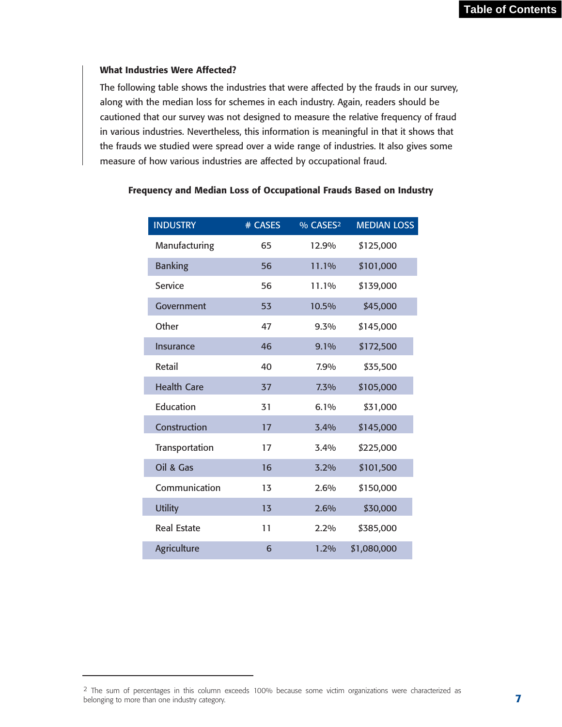### What Industries Were Affected?

The following table shows the industries that were affected by the frauds in our survey, along with the median loss for schemes in each industry. Again, readers should be cautioned that our survey was not designed to measure the relative frequency of fraud in various industries. Nevertheless, this information is meaningful in that it shows that the frauds we studied were spread over a wide range of industries. It also gives some measure of how various industries are affected by occupational fraud.

**Frequency and Median Loss of Occupational Frauds Based on Industry**

| INDUSTRY | # CASES | % CASES[2] | MEDIAN LOSS |
|---|---|---|---|
| Manufacturing | 65 | 12.9% | $125,000 |
| Banking | 56 | 11.1% | $101,000 |
| Service | 56 | 11.1% | $139,000 |
| Government | 53 | 10.5% | $45,000 |
| Other | 47 | 9.3% | $145,000 |
| Insurance | 46 | 9.1% | $172,500 |
| Retail | 40 | 7.9% | $35,500 |
| Health Care | 37 | 7.3% | $105,000 |
| Education | 31 | 6.1% | $31,000 |
| Construction | 17 | 3.4% | $145,000 |
| Transportation | 17 | 3.4% | $225,000 |
| Oil & Gas | 16 | 3.2% | $101,500 |
| Communication | 13 | 2.6% | $150,000 |
| Utility | 13 | 2.6% | $30,000 |
| Real Estate | 11 | 2.2% | $385,000 |
| Agriculture | 6 | 1.2% | $1,080,000 |

[2] The sum of percentages in this column exceeds 100% because some victim organizations were characterized as belonging to more than one industry category.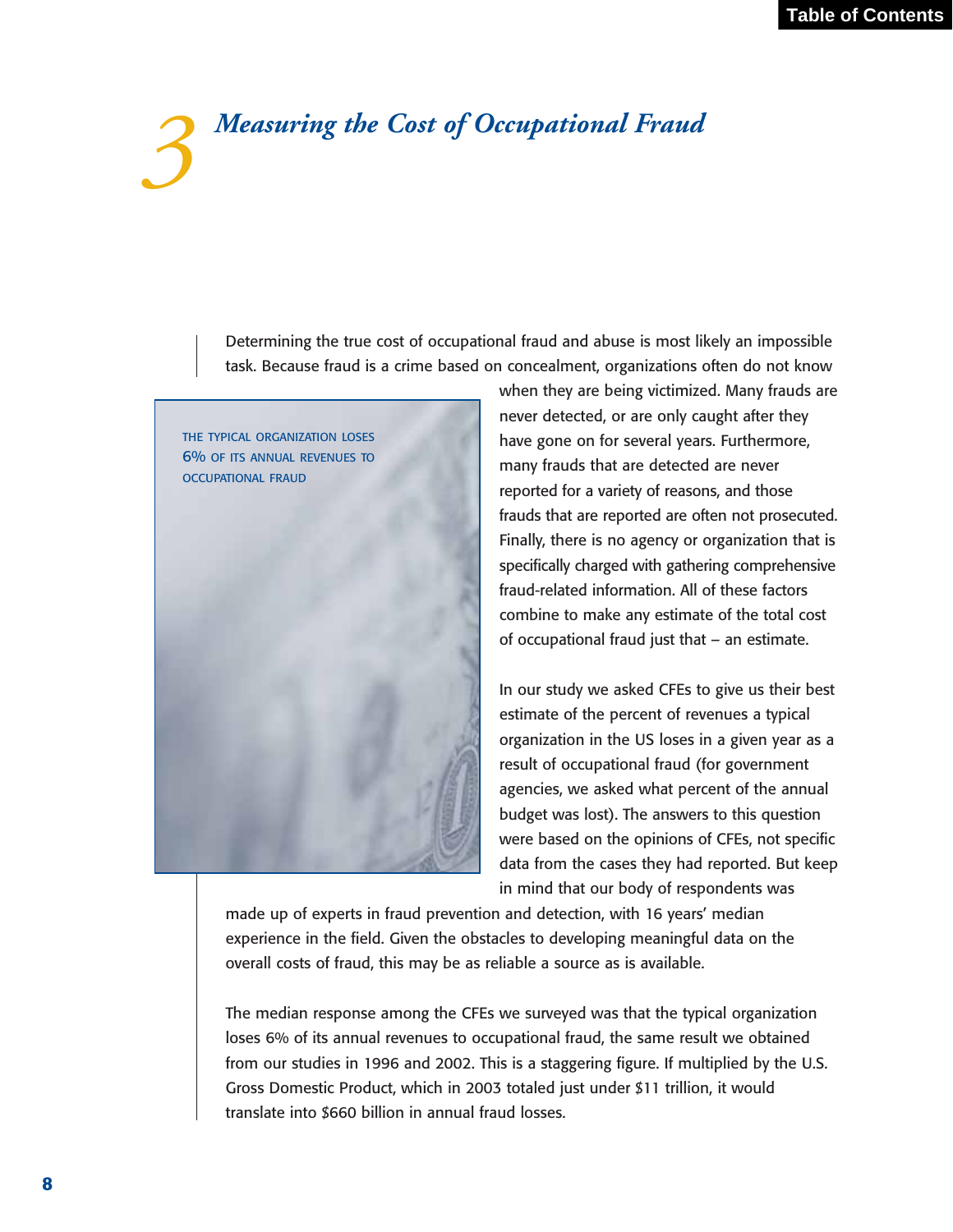# 3 *Measuring the Cost of Occupational Fraud*

Determining the true cost of occupational fraud and abuse is most likely an impossible task. Because fraud is a crime based on concealment, organizations often do not know when they are being victimized. Many frauds are never detected, or are only caught after they have gone on for several years. Furthermore, many frauds that are detected are never reported for a variety of reasons, and those frauds that are reported are often not prosecuted. Finally, there is no agency or organization that is specifically charged with gathering comprehensive fraud-related information. All of these factors combine to make any estimate of the total cost of occupational fraud just that – an estimate.

THE TYPICAL ORGANIZATION LOSES 6% OF ITS ANNUAL REVENUES TO OCCUPATIONAL FRAUD

In our study we asked CFEs to give us their best estimate of the percent of revenues a typical organization in the US loses in a given year as a result of occupational fraud (for government agencies, we asked what percent of the annual budget was lost). The answers to this question were based on the opinions of CFEs, not specific data from the cases they had reported. But keep in mind that our body of respondents was made up of experts in fraud prevention and detection, with 16 years' median experience in the field. Given the obstacles to developing meaningful data on the overall costs of fraud, this may be as reliable a source as is available.

The median response among the CFEs we surveyed was that the typical organization loses 6% of its annual revenues to occupational fraud, the same result we obtained from our studies in 1996 and 2002. This is a staggering figure. If multiplied by the U.S. Gross Domestic Product, which in 2003 totaled just under $11 trillion, it would translate into $660 billion in annual fraud losses.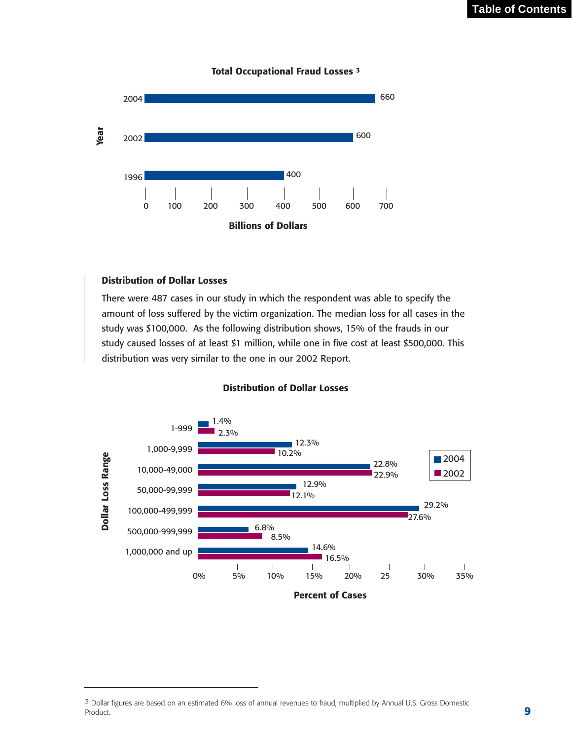### Total Occupational Fraud Losses [3]

| Year | Billions of Dollars |
|---|---|
| 2004 | 660 |
| 2002 | 600 |
| 1996 | 400 |

### Distribution of Dollar Losses

There were 487 cases in our study in which the respondent was able to specify the amount of loss suffered by the victim organization. The median loss for all cases in the study was $100,000. As the following distribution shows, 15% of the frauds in our study caused losses of at least $1 million, while one in five cost at least $500,000. This distribution was very similar to the one in our 2002 Report.

### Distribution of Dollar Losses

| Dollar Loss Range | 2004 | 2002 |
|---|---|---|
| 1-999 | 1.4% | 2.3% |
| 1,000-9,999 | 12.3% | 10.2% |
| 10,000-49,000 | 22.8% | 22.9% |
| 50,000-99,999 | 12.9% | 12.1% |
| 100,000-499,999 | 29.2% | 27.6% |
| 500,000-999,999 | 6.8% | 8.5% |
| 1,000,000 and up | 14.6% | 16.5% |

[3] Dollar figures are based on an estimated 6% loss of annual revenues to fraud, multiplied by Annual U.S. Gross Domestic Product.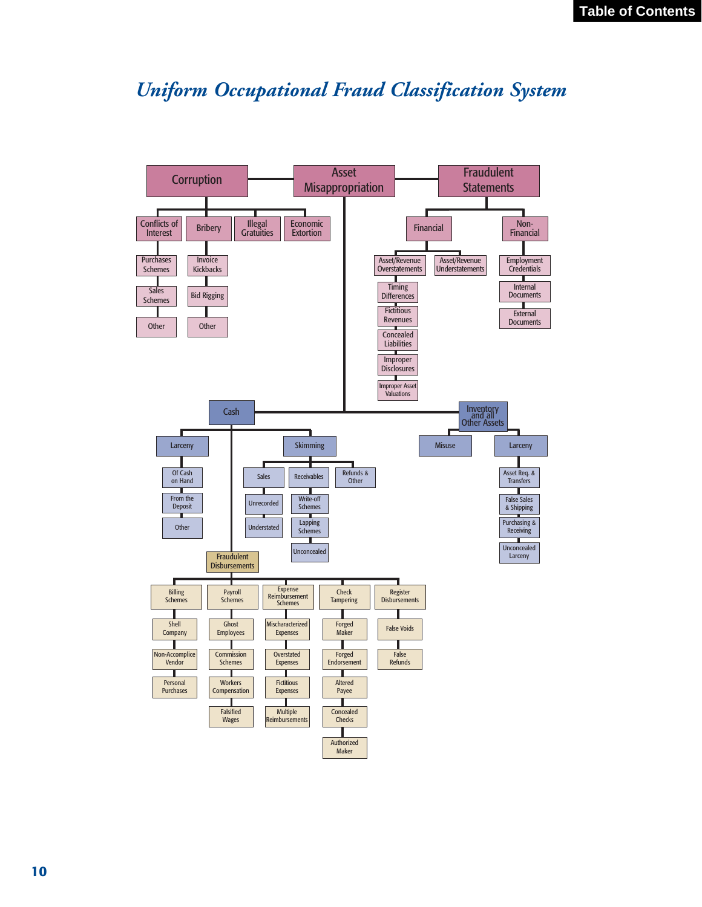# *Uniform Occupational Fraud Classification System*

- **Corruption**
  - Conflicts of Interest
    - Purchases Schemes
    - Sales Schemes
    - Other
  - Bribery
    - Invoice Kickbacks
    - Bid Rigging
    - Other
  - Illegal Gratuities
  - Economic Extortion
- **Asset Misappropriation**
  - Cash
    - Larceny
      - Of Cash on Hand
      - From the Deposit
      - Other
    - Skimming
      - Sales
        - Unrecorded
        - Understated
      - Receivables
        - Write-off Schemes
        - Lapping Schemes
        - Unconcealed
      - Refunds & Other
    - Fraudulent Disbursements
      - Billing Schemes
        - Shell Company
        - Non-Accomplice Vendor
        - Personal Purchases
      - Payroll Schemes
        - Ghost Employees
        - Commission Schemes
        - Workers Compensation
        - Falsified Wages
      - Expense Reimbursement Schemes
        - Mischaracterized Expenses
        - Overstated Expenses
        - Fictitious Expenses
        - Multiple Reimbursements
      - Check Tampering
        - Forged Maker
        - Forged Endorsement
        - Altered Payee
        - Concealed Checks
        - Authorized Maker
      - Register Disbursements
        - False Voids
        - False Refunds
  - Inventory and all Other Assets
    - Misuse
    - Larceny
      - Asset Req. & Transfers
      - False Sales & Shipping
      - Purchasing & Receiving
      - Unconcealed Larceny
- **Fraudulent Statements**
  - Financial
    - Asset/Revenue Overstatements
      - Timing Differences
      - Fictitious Revenues
      - Concealed Liabilities
      - Improper Disclosures
      - Improper Asset Valuations
    - Asset/Revenue Understatements
  - Non-Financial
    - Employment Credentials
    - Internal Documents
    - External Documents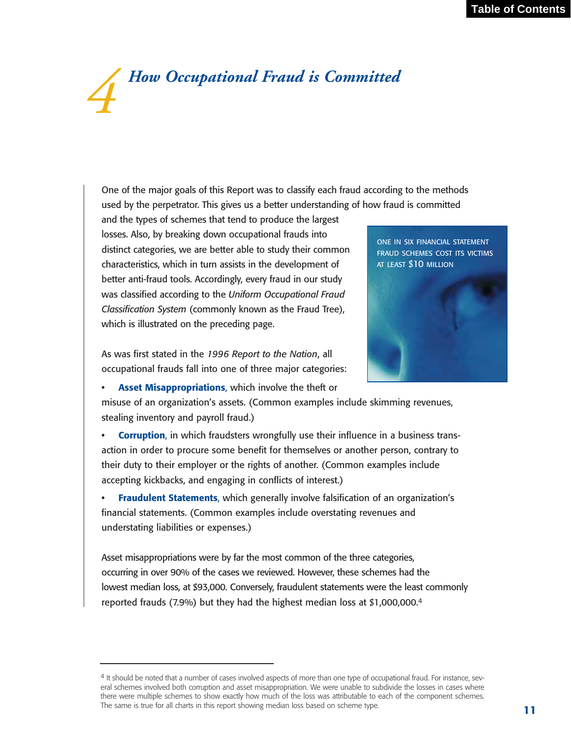# 4 How Occupational Fraud is Committed

One of the major goals of this Report was to classify each fraud according to the methods used by the perpetrator. This gives us a better understanding of how fraud is committed and the types of schemes that tend to produce the largest losses. Also, by breaking down occupational frauds into distinct categories, we are better able to study their common characteristics, which in turn assists in the development of better anti-fraud tools. Accordingly, every fraud in our study was classified according to the *Uniform Occupational Fraud Classification System* (commonly known as the Fraud Tree), which is illustrated on the preceding page.

ONE IN SIX FINANCIAL STATEMENT FRAUD SCHEMES COST ITS VICTIMS AT LEAST $10 MILLION

As was first stated in the *1996 Report to the Nation*, all occupational frauds fall into one of three major categories:

- **Asset Misappropriations,** which involve the theft or misuse of an organization's assets. (Common examples include skimming revenues, stealing inventory and payroll fraud.)
- **Corruption,** in which fraudsters wrongfully use their influence in a business transaction in order to procure some benefit for themselves or another person, contrary to their duty to their employer or the rights of another. (Common examples include accepting kickbacks, and engaging in conflicts of interest.)
- **Fraudulent Statements,** which generally involve falsification of an organization's financial statements. (Common examples include overstating revenues and understating liabilities or expenses.)

Asset misappropriations were by far the most common of the three categories, occurring in over 90% of the cases we reviewed. However, these schemes had the lowest median loss, at $93,000. Conversely, fraudulent statements were the least commonly reported frauds (7.9%) but they had the highest median loss at $1,000,000.[4]

[4] It should be noted that a number of cases involved aspects of more than one type of occupational fraud. For instance, several schemes involved both corruption and asset misappropriation. We were unable to subdivide the losses in cases where there were multiple schemes to show exactly how much of the loss was attributable to each of the component schemes. The same is true for all charts in this report showing median loss based on scheme type.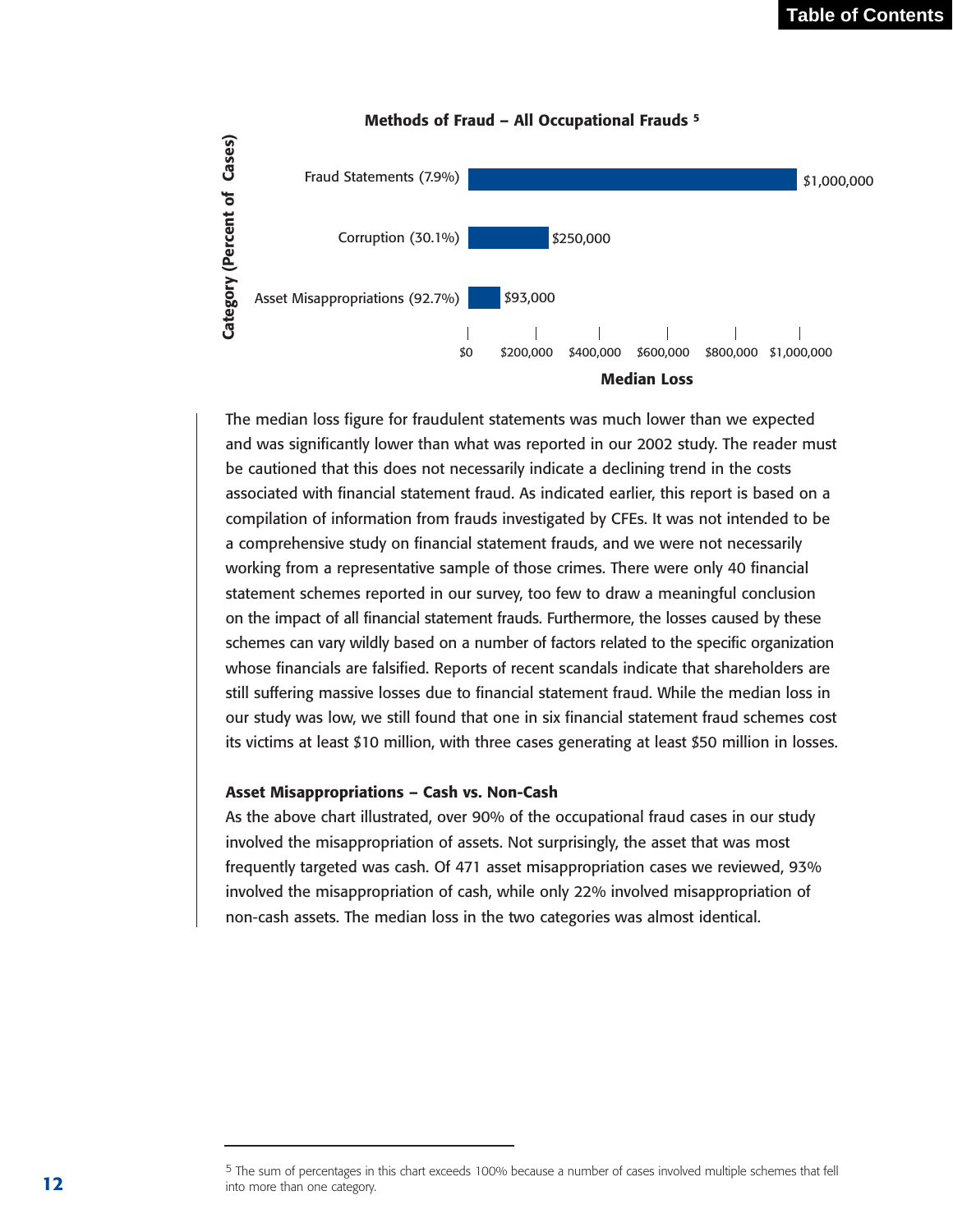**Methods of Fraud – All Occupational Frauds** [5]

| Category (Percent of Cases) | Median Loss |
|---|---|
| Fraud Statements (7.9%) | $1,000,000 |
| Corruption (30.1%) | $250,000 |
| Asset Misappropriations (92.7%) | $93,000 |

The median loss figure for fraudulent statements was much lower than we expected and was significantly lower than what was reported in our 2002 study. The reader must be cautioned that this does not necessarily indicate a declining trend in the costs associated with financial statement fraud. As indicated earlier, this report is based on a compilation of information from frauds investigated by CFEs. It was not intended to be a comprehensive study on financial statement frauds, and we were not necessarily working from a representative sample of those crimes. There were only 40 financial statement schemes reported in our survey, too few to draw a meaningful conclusion on the impact of all financial statement frauds. Furthermore, the losses caused by these schemes can vary wildly based on a number of factors related to the specific organization whose financials are falsified. Reports of recent scandals indicate that shareholders are still suffering massive losses due to financial statement fraud. While the median loss in our study was low, we still found that one in six financial statement fraud schemes cost its victims at least $10 million, with three cases generating at least $50 million in losses.

### Asset Misappropriations – Cash vs. Non-Cash

As the above chart illustrated, over 90% of the occupational fraud cases in our study involved the misappropriation of assets. Not surprisingly, the asset that was most frequently targeted was cash. Of 471 asset misappropriation cases we reviewed, 93% involved the misappropriation of cash, while only 22% involved misappropriation of non-cash assets. The median loss in the two categories was almost identical.

[5] The sum of percentages in this chart exceeds 100% because a number of cases involved multiple schemes that fell into more than one category.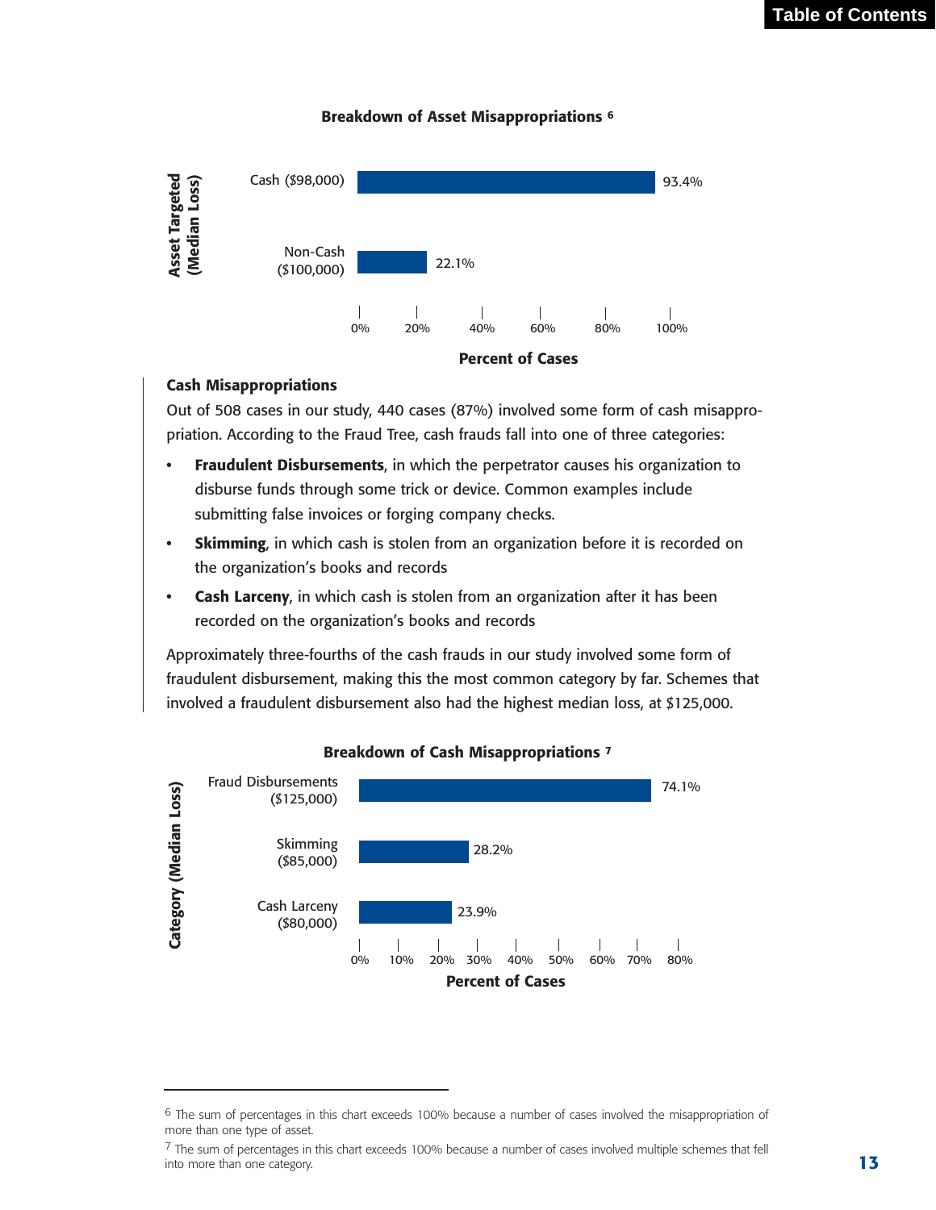**Breakdown of Asset Misappropriations** [6]

| Asset Targeted (Median Loss) | Percent of Cases |
|---|---|
| Cash ($98,000) | 93.4% |
| Non-Cash ($100,000) | 22.1% |

### Cash Misappropriations

Out of 508 cases in our study, 440 cases (87%) involved some form of cash misappropriation. According to the Fraud Tree, cash frauds fall into one of three categories:

- **Fraudulent Disbursements**, in which the perpetrator causes his organization to disburse funds through some trick or device. Common examples include submitting false invoices or forging company checks.
- **Skimming**, in which cash is stolen from an organization before it is recorded on the organization's books and records
- **Cash Larceny**, in which cash is stolen from an organization after it has been recorded on the organization's books and records

Approximately three-fourths of the cash frauds in our study involved some form of fraudulent disbursement, making this the most common category by far. Schemes that involved a fraudulent disbursement also had the highest median loss, at $125,000.

**Breakdown of Cash Misappropriations** [7]

| Category (Median Loss) | Percent of Cases |
|---|---|
| Fraud Disbursements ($125,000) | 74.1% |
| Skimming ($85,000) | 28.2% |
| Cash Larceny ($80,000) | 23.9% |

---

[6] The sum of percentages in this chart exceeds 100% because a number of cases involved the misappropriation of more than one type of asset.

[7] The sum of percentages in this chart exceeds 100% because a number of cases involved multiple schemes that fell into more than one category.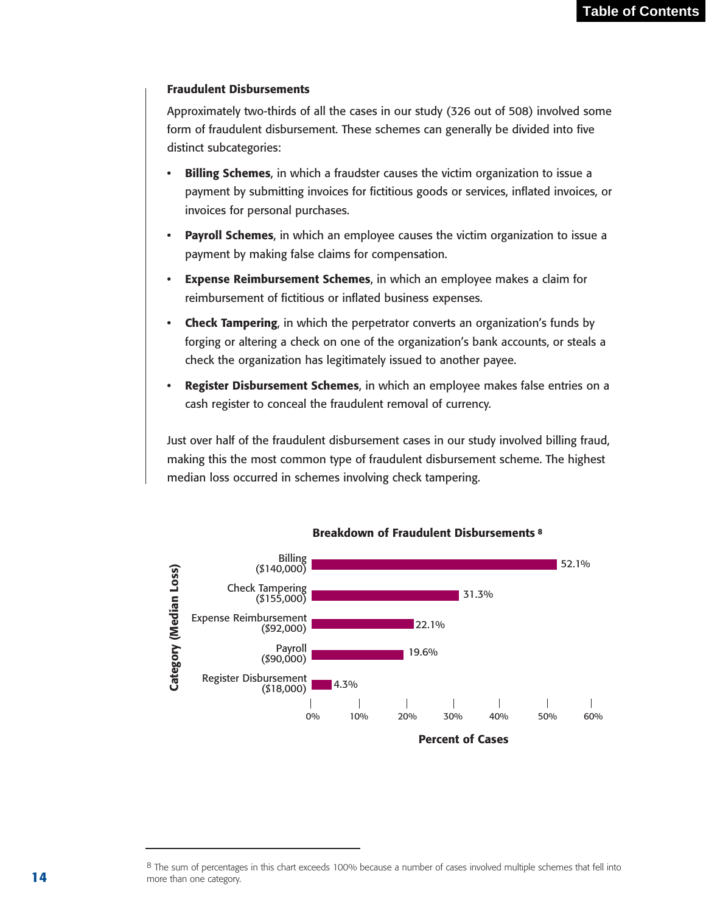### Fraudulent Disbursements

Approximately two-thirds of all the cases in our study (326 out of 508) involved some form of fraudulent disbursement. These schemes can generally be divided into five distinct subcategories:

- **Billing Schemes**, in which a fraudster causes the victim organization to issue a payment by submitting invoices for fictitious goods or services, inflated invoices, or invoices for personal purchases.
- **Payroll Schemes**, in which an employee causes the victim organization to issue a payment by making false claims for compensation.
- **Expense Reimbursement Schemes**, in which an employee makes a claim for reimbursement of fictitious or inflated business expenses.
- **Check Tampering**, in which the perpetrator converts an organization's funds by forging or altering a check on one of the organization's bank accounts, or steals a check the organization has legitimately issued to another payee.
- **Register Disbursement Schemes**, in which an employee makes false entries on a cash register to conceal the fraudulent removal of currency.

Just over half of the fraudulent disbursement cases in our study involved billing fraud, making this the most common type of fraudulent disbursement scheme. The highest median loss occurred in schemes involving check tampering.

**Breakdown of Fraudulent Disbursements** [8]

| Category (Median Loss) | Percent of Cases |
| --- | --- |
| Billing ($140,000) | 52.1% |
| Check Tampering ($155,000) | 31.3% |
| Expense Reimbursement ($92,000) | 22.1% |
| Payroll ($90,000) | 19.6% |
| Register Disbursement ($18,000) | 4.3% |

[8] The sum of percentages in this chart exceeds 100% because a number of cases involved multiple schemes that fell into more than one category.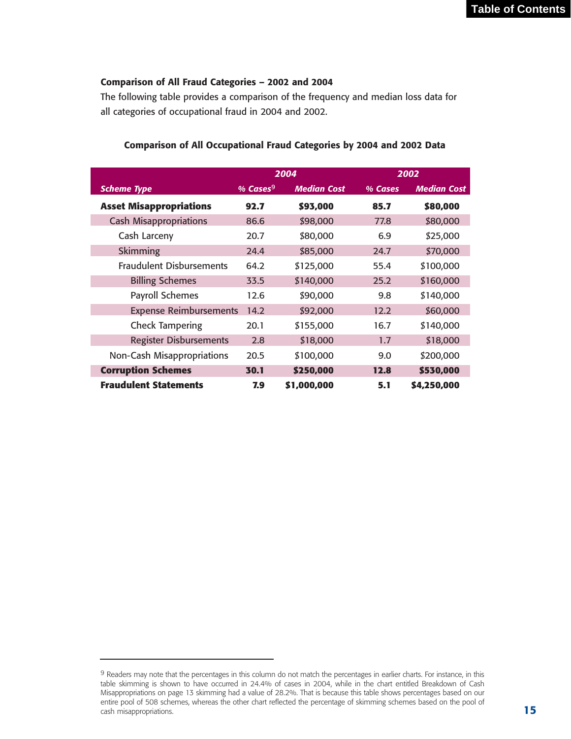### Comparison of All Fraud Categories – 2002 and 2004

The following table provides a comparison of the frequency and median loss data for all categories of occupational fraud in 2004 and 2002.

**Comparison of All Occupational Fraud Categories by 2004 and 2002 Data**

| | 2004 | | 2002 | |
|---|---|---|---|---|
| **Scheme Type** | **% Cases[9]** | **Median Cost** | **% Cases** | **Median Cost** |
| **Asset Misappropriations** | **92.7** | **$93,000** | **85.7** | **$80,000** |
| Cash Misappropriations | 86.6 | $98,000 | 77.8 | $80,000 |
| Cash Larceny | 20.7 | $80,000 | 6.9 | $25,000 |
| Skimming | 24.4 | $85,000 | 24.7 | $70,000 |
| Fraudulent Disbursements | 64.2 | $125,000 | 55.4 | $100,000 |
| Billing Schemes | 33.5 | $140,000 | 25.2 | $160,000 |
| Payroll Schemes | 12.6 | $90,000 | 9.8 | $140,000 |
| Expense Reimbursements | 14.2 | $92,000 | 12.2 | $60,000 |
| Check Tampering | 20.1 | $155,000 | 16.7 | $140,000 |
| Register Disbursements | 2.8 | $18,000 | 1.7 | $18,000 |
| Non-Cash Misappropriations | 20.5 | $100,000 | 9.0 | $200,000 |
| **Corruption Schemes** | **30.1** | **$250,000** | **12.8** | **$530,000** |
| **Fraudulent Statements** | **7.9** | **$1,000,000** | **5.1** | **$4,250,000** |

---

[9] Readers may note that the percentages in this column do not match the percentages in earlier charts. For instance, in this table skimming is shown to have occurred in 24.4% of cases in 2004, while in the chart entitled Breakdown of Cash Misappropriations on page 13 skimming had a value of 28.2%. That is because this table shows percentages based on our entire pool of 508 schemes, whereas the other chart reflected the percentage of skimming schemes based on the pool of cash misappropriations.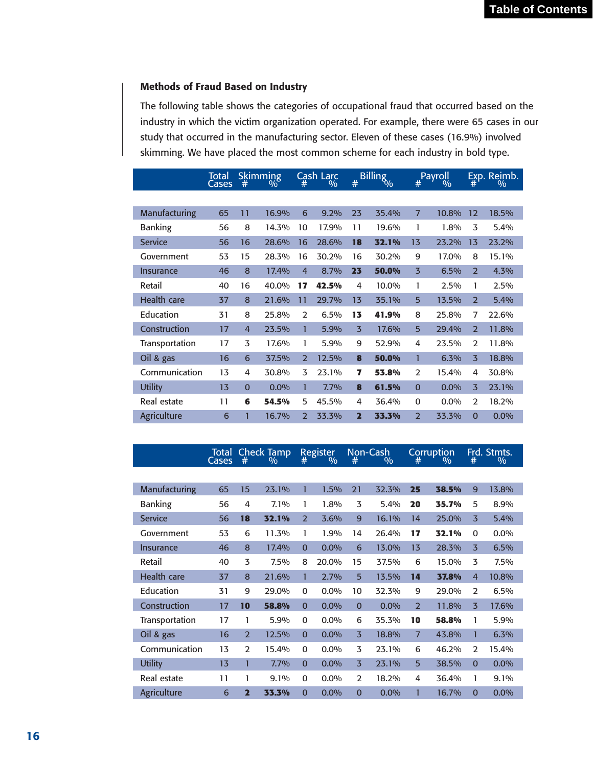### Methods of Fraud Based on Industry

The following table shows the categories of occupational fraud that occurred based on the industry in which the victim organization operated. For example, there were 65 cases in our study that occurred in the manufacturing sector. Eleven of these cases (16.9%) involved skimming. We have placed the most common scheme for each industry in bold type.

| | Total Cases | Skimming | | Cash Larc | | Billing | | Payroll | | Exp. Reimb. | |
|---|---|---|---|---|---|---|---|---|---|---|---|
| | | # | % | # | % | # | % | # | % | # | % |
| Manufacturing | 65 | 11 | 16.9% | 6 | 9.2% | 23 | 35.4% | 7 | 10.8% | 12 | 18.5% |
| Banking | 56 | 8 | 14.3% | 10 | 17.9% | 11 | 19.6% | 1 | 1.8% | 3 | 5.4% |
| Service | 56 | 16 | 28.6% | 16 | 28.6% | **18** | **32.1%** | 13 | 23.2% | 13 | 23.2% |
| Government | 53 | 15 | 28.3% | 16 | 30.2% | 16 | 30.2% | 9 | 17.0% | 8 | 15.1% |
| Insurance | 46 | 8 | 17.4% | 4 | 8.7% | **23** | **50.0%** | 3 | 6.5% | 2 | 4.3% |
| Retail | 40 | 16 | 40.0% | **17** | **42.5%** | 4 | 10.0% | 1 | 2.5% | 1 | 2.5% |
| Health care | 37 | 8 | 21.6% | 11 | 29.7% | 13 | 35.1% | 5 | 13.5% | 2 | 5.4% |
| Education | 31 | 8 | 25.8% | 2 | 6.5% | **13** | **41.9%** | 8 | 25.8% | 7 | 22.6% |
| Construction | 17 | 4 | 23.5% | 1 | 5.9% | 3 | 17.6% | 5 | 29.4% | 2 | 11.8% |
| Transportation | 17 | 3 | 17.6% | 1 | 5.9% | 9 | 52.9% | 4 | 23.5% | 2 | 11.8% |
| Oil & gas | 16 | 6 | 37.5% | 2 | 12.5% | **8** | **50.0%** | 1 | 6.3% | 3 | 18.8% |
| Communication | 13 | 4 | 30.8% | 3 | 23.1% | **7** | **53.8%** | 2 | 15.4% | 4 | 30.8% |
| Utility | 13 | 0 | 0.0% | 1 | 7.7% | **8** | **61.5%** | 0 | 0.0% | 3 | 23.1% |
| Real estate | 11 | **6** | **54.5%** | 5 | 45.5% | 4 | 36.4% | 0 | 0.0% | 2 | 18.2% |
| Agriculture | 6 | 1 | 16.7% | 2 | 33.3% | **2** | **33.3%** | 2 | 33.3% | 0 | 0.0% |

| | Total Cases | Check Tamp | | Register | | Non-Cash | | Corruption | | Frd. Stmts. | |
|---|---|---|---|---|---|---|---|---|---|---|---|
| | | # | % | # | % | # | % | # | % | # | % |
| Manufacturing | 65 | 15 | 23.1% | 1 | 1.5% | 21 | 32.3% | **25** | **38.5%** | 9 | 13.8% |
| Banking | 56 | 4 | 7.1% | 1 | 1.8% | 3 | 5.4% | **20** | **35.7%** | 5 | 8.9% |
| Service | 56 | **18** | **32.1%** | 2 | 3.6% | 9 | 16.1% | 14 | 25.0% | 3 | 5.4% |
| Government | 53 | 6 | 11.3% | 1 | 1.9% | 14 | 26.4% | **17** | **32.1%** | 0 | 0.0% |
| Insurance | 46 | 8 | 17.4% | 0 | 0.0% | 6 | 13.0% | 13 | 28.3% | 3 | 6.5% |
| Retail | 40 | 3 | 7.5% | 8 | 20.0% | 15 | 37.5% | 6 | 15.0% | 3 | 7.5% |
| Health care | 37 | 8 | 21.6% | 1 | 2.7% | 5 | 13.5% | **14** | **37.8%** | 4 | 10.8% |
| Education | 31 | 9 | 29.0% | 0 | 0.0% | 10 | 32.3% | 9 | 29.0% | 2 | 6.5% |
| Construction | 17 | **10** | **58.8%** | 0 | 0.0% | 0 | 0.0% | 2 | 11.8% | 3 | 17.6% |
| Transportation | 17 | 1 | 5.9% | 0 | 0.0% | 6 | 35.3% | **10** | **58.8%** | 1 | 5.9% |
| Oil & gas | 16 | 2 | 12.5% | 0 | 0.0% | 3 | 18.8% | 7 | 43.8% | 1 | 6.3% |
| Communication | 13 | 2 | 15.4% | 0 | 0.0% | 3 | 23.1% | 6 | 46.2% | 2 | 15.4% |
| Utility | 13 | 1 | 7.7% | 0 | 0.0% | 3 | 23.1% | 5 | 38.5% | 0 | 0.0% |
| Real estate | 11 | 1 | 9.1% | 0 | 0.0% | 2 | 18.2% | 4 | 36.4% | 1 | 9.1% |
| Agriculture | 6 | **2** | **33.3%** | 0 | 0.0% | 0 | 0.0% | 1 | 16.7% | 0 | 0.0% |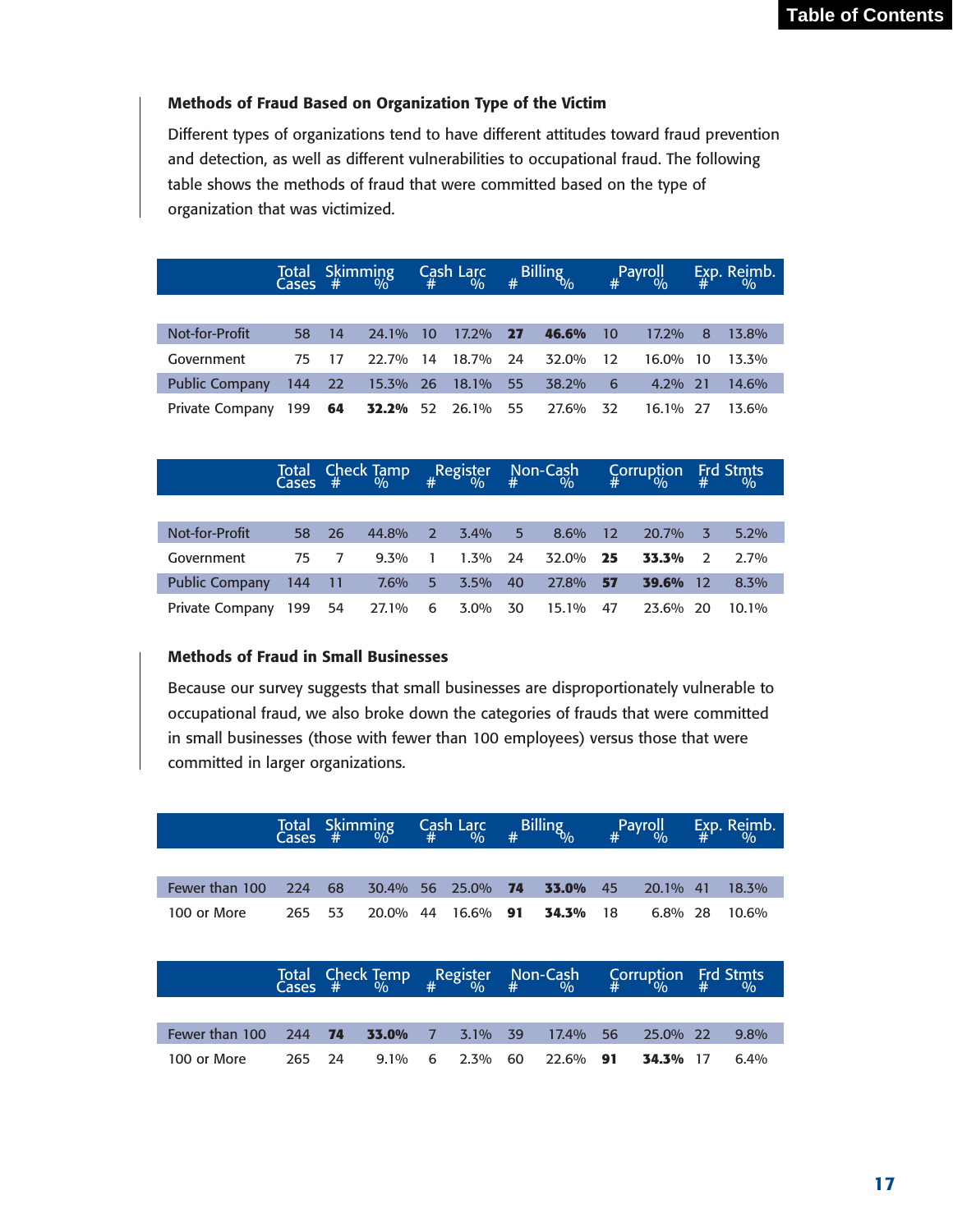### Methods of Fraud Based on Organization Type of the Victim

Different types of organizations tend to have different attitudes toward fraud prevention and detection, as well as different vulnerabilities to occupational fraud. The following table shows the methods of fraud that were committed based on the type of organization that was victimized.

| | Total Cases | Skimming # | Skimming % | Cash Larc # | Cash Larc % | Billing # | Billing % | Payroll # | Payroll % | Exp. Reimb. # | Exp. Reimb. % |
|---|---|---|---|---|---|---|---|---|---|---|---|
| Not-for-Profit | 58 | 14 | 24.1% | 10 | 17.2% | **27** | **46.6%** | 10 | 17.2% | 8 | 13.8% |
| Government | 75 | 17 | 22.7% | 14 | 18.7% | 24 | 32.0% | 12 | 16.0% | 10 | 13.3% |
| Public Company | 144 | 22 | 15.3% | 26 | 18.1% | 55 | 38.2% | 6 | 4.2% | 21 | 14.6% |
| Private Company | 199 | **64** | **32.2%** | 52 | 26.1% | 55 | 27.6% | 32 | 16.1% | 27 | 13.6% |

| | Total Cases | Check Tamp # | Check Tamp % | Register # | Register % | Non-Cash # | Non-Cash % | Corruption # | Corruption % | Frd Stmts # | Frd Stmts % |
|---|---|---|---|---|---|---|---|---|---|---|---|
| Not-for-Profit | 58 | 26 | 44.8% | 2 | 3.4% | 5 | 8.6% | 12 | 20.7% | 3 | 5.2% |
| Government | 75 | 7 | 9.3% | 1 | 1.3% | 24 | 32.0% | **25** | **33.3%** | 2 | 2.7% |
| Public Company | 144 | 11 | 7.6% | 5 | 3.5% | 40 | 27.8% | **57** | **39.6%** | 12 | 8.3% |
| Private Company | 199 | 54 | 27.1% | 6 | 3.0% | 30 | 15.1% | 47 | 23.6% | 20 | 10.1% |

### Methods of Fraud in Small Businesses

Because our survey suggests that small businesses are disproportionately vulnerable to occupational fraud, we also broke down the categories of frauds that were committed in small businesses (those with fewer than 100 employees) versus those that were committed in larger organizations.

| | Total Cases | Skimming # | Skimming % | Cash Larc # | Cash Larc % | Billing # | Billing % | Payroll # | Payroll % | Exp. Reimb. # | Exp. Reimb. % |
|---|---|---|---|---|---|---|---|---|---|---|---|
| Fewer than 100 | 224 | 68 | 30.4% | 56 | 25.0% | **74** | **33.0%** | 45 | 20.1% | 41 | 18.3% |
| 100 or More | 265 | 53 | 20.0% | 44 | 16.6% | **91** | **34.3%** | 18 | 6.8% | 28 | 10.6% |

| | Total Cases | Check Temp # | Check Temp % | Register # | Register % | Non-Cash # | Non-Cash % | Corruption # | Corruption % | Frd Stmts # | Frd Stmts % |
|---|---|---|---|---|---|---|---|---|---|---|---|
| Fewer than 100 | 244 | **74** | **33.0%** | 7 | 3.1% | 39 | 17.4% | 56 | 25.0% | 22 | 9.8% |
| 100 or More | 265 | 24 | 9.1% | 6 | 2.3% | 60 | 22.6% | **91** | **34.3%** | 17 | 6.4% |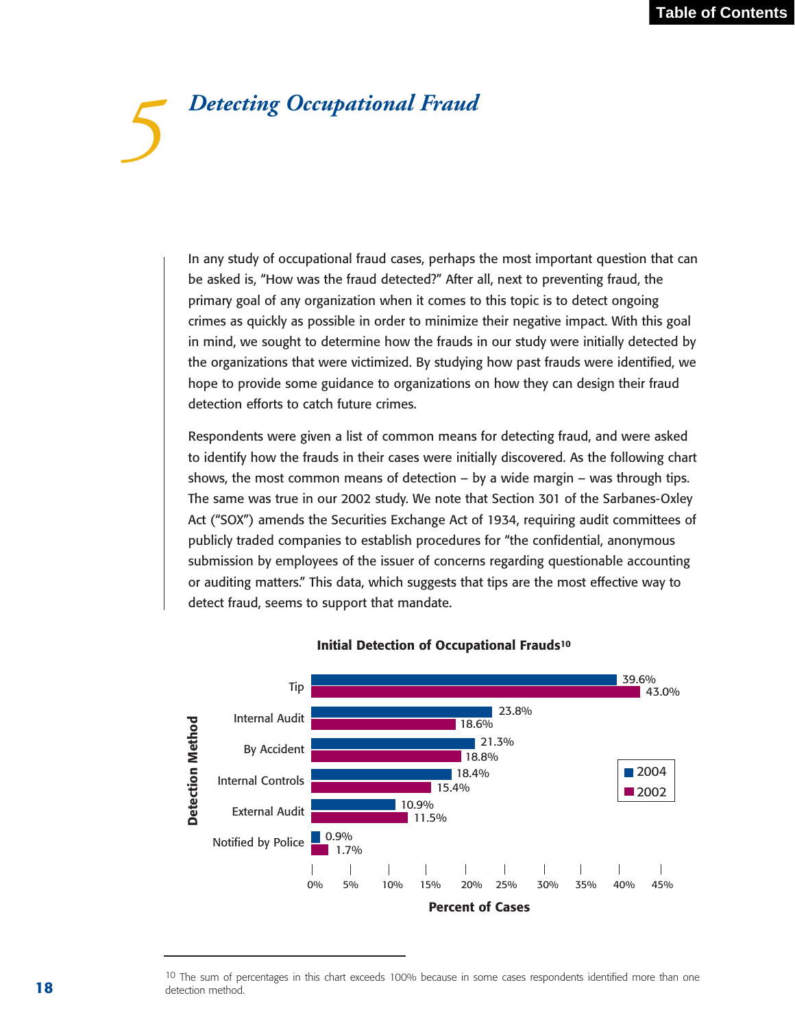# 5 Detecting Occupational Fraud

In any study of occupational fraud cases, perhaps the most important question that can be asked is, "How was the fraud detected?" After all, next to preventing fraud, the primary goal of any organization when it comes to this topic is to detect ongoing crimes as quickly as possible in order to minimize their negative impact. With this goal in mind, we sought to determine how the frauds in our study were initially detected by the organizations that were victimized. By studying how past frauds were identified, we hope to provide some guidance to organizations on how they can design their fraud detection efforts to catch future crimes.

Respondents were given a list of common means for detecting fraud, and were asked to identify how the frauds in their cases were initially discovered. As the following chart shows, the most common means of detection – by a wide margin – was through tips. The same was true in our 2002 study. We note that Section 301 of the Sarbanes-Oxley Act ("SOX") amends the Securities Exchange Act of 1934, requiring audit committees of publicly traded companies to establish procedures for "the confidential, anonymous submission by employees of the issuer of concerns regarding questionable accounting or auditing matters." This data, which suggests that tips are the most effective way to detect fraud, seems to support that mandate.

**Initial Detection of Occupational Frauds**[10]

| Detection Method | 2004 | 2002 |
|---|---|---|
| Tip | 39.6% | 43.0% |
| Internal Audit | 23.8% | 18.6% |
| By Accident | 21.3% | 18.8% |
| Internal Controls | 18.4% | 15.4% |
| External Audit | 10.9% | 11.5% |
| Notified by Police | 0.9% | 1.7% |

Percent of Cases

[10] The sum of percentages in this chart exceeds 100% because in some cases respondents identified more than one detection method.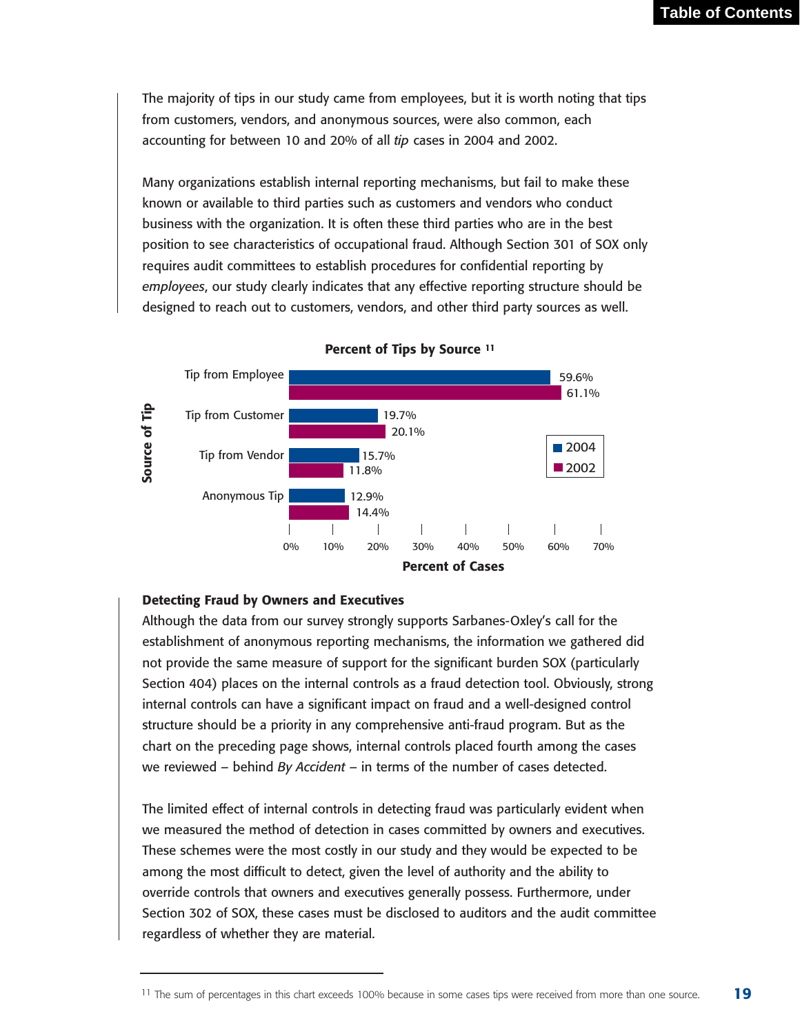The majority of tips in our study came from employees, but it is worth noting that tips from customers, vendors, and anonymous sources, were also common, each accounting for between 10 and 20% of all *tip* cases in 2004 and 2002.

Many organizations establish internal reporting mechanisms, but fail to make these known or available to third parties such as customers and vendors who conduct business with the organization. It is often these third parties who are in the best position to see characteristics of occupational fraud. Although Section 301 of SOX only requires audit committees to establish procedures for confidential reporting by *employees*, our study clearly indicates that any effective reporting structure should be designed to reach out to customers, vendors, and other third party sources as well.

**Percent of Tips by Source** [11]

| Source of Tip | 2004 | 2002 |
| --- | --- | --- |
| Tip from Employee | 59.6% | 61.1% |
| Tip from Customer | 19.7% | 20.1% |
| Tip from Vendor | 15.7% | 11.8% |
| Anonymous Tip | 12.9% | 14.4% |

### Detecting Fraud by Owners and Executives

Although the data from our survey strongly supports Sarbanes-Oxley's call for the establishment of anonymous reporting mechanisms, the information we gathered did not provide the same measure of support for the significant burden SOX (particularly Section 404) places on the internal controls as a fraud detection tool. Obviously, strong internal controls can have a significant impact on fraud and a well-designed control structure should be a priority in any comprehensive anti-fraud program. But as the chart on the preceding page shows, internal controls placed fourth among the cases we reviewed – behind *By Accident* – in terms of the number of cases detected.

The limited effect of internal controls in detecting fraud was particularly evident when we measured the method of detection in cases committed by owners and executives. These schemes were the most costly in our study and they would be expected to be among the most difficult to detect, given the level of authority and the ability to override controls that owners and executives generally possess. Furthermore, under Section 302 of SOX, these cases must be disclosed to auditors and the audit committee regardless of whether they are material.

[11] The sum of percentages in this chart exceeds 100% because in some cases tips were received from more than one source.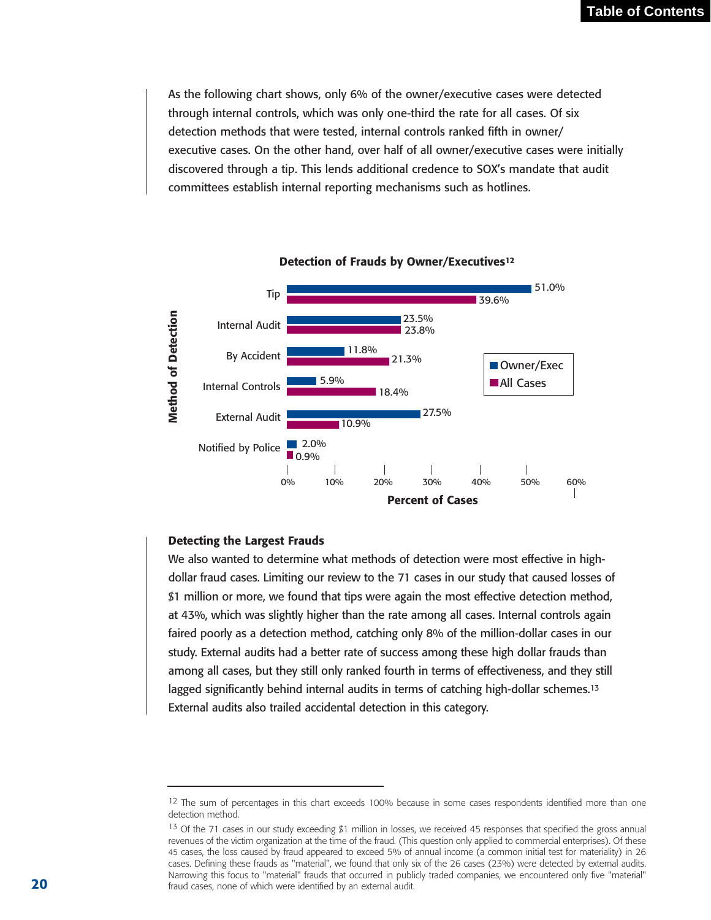As the following chart shows, only 6% of the owner/executive cases were detected through internal controls, which was only one-third the rate for all cases. Of six detection methods that were tested, internal controls ranked fifth in owner/executive cases. On the other hand, over half of all owner/executive cases were initially discovered through a tip. This lends additional credence to SOX's mandate that audit committees establish internal reporting mechanisms such as hotlines.

**Detection of Frauds by Owner/Executives[12]**

| Method of Detection | Owner/Exec | All Cases |
|---|---|---|
| Tip | 51.0% | 39.6% |
| Internal Audit | 23.5% | 23.8% |
| By Accident | 11.8% | 21.3% |
| Internal Controls | 5.9% | 18.4% |
| External Audit | 27.5% | 10.9% |
| Notified by Police | 2.0% | 0.9% |

### Detecting the Largest Frauds

We also wanted to determine what methods of detection were most effective in high-dollar fraud cases. Limiting our review to the 71 cases in our study that caused losses of $1 million or more, we found that tips were again the most effective detection method, at 43%, which was slightly higher than the rate among all cases. Internal controls again faired poorly as a detection method, catching only 8% of the million-dollar cases in our study. External audits had a better rate of success among these high dollar frauds than among all cases, but they still only ranked fourth in terms of effectiveness, and they still lagged significantly behind internal audits in terms of catching high-dollar schemes.[13] External audits also trailed accidental detection in this category.

---

[12] The sum of percentages in this chart exceeds 100% because in some cases respondents identified more than one detection method.

[13] Of the 71 cases in our study exceeding $1 million in losses, we received 45 responses that specified the gross annual revenues of the victim organization at the time of the fraud. (This question only applied to commercial enterprises). Of these 45 cases, the loss caused by fraud appeared to exceed 5% of annual income (a common initial test for materiality) in 26 cases. Defining these frauds as "material", we found that only six of the 26 cases (23%) were detected by external audits. Narrowing this focus to "material" frauds that occurred in publicly traded companies, we encountered only five "material" fraud cases, none of which were identified by an external audit.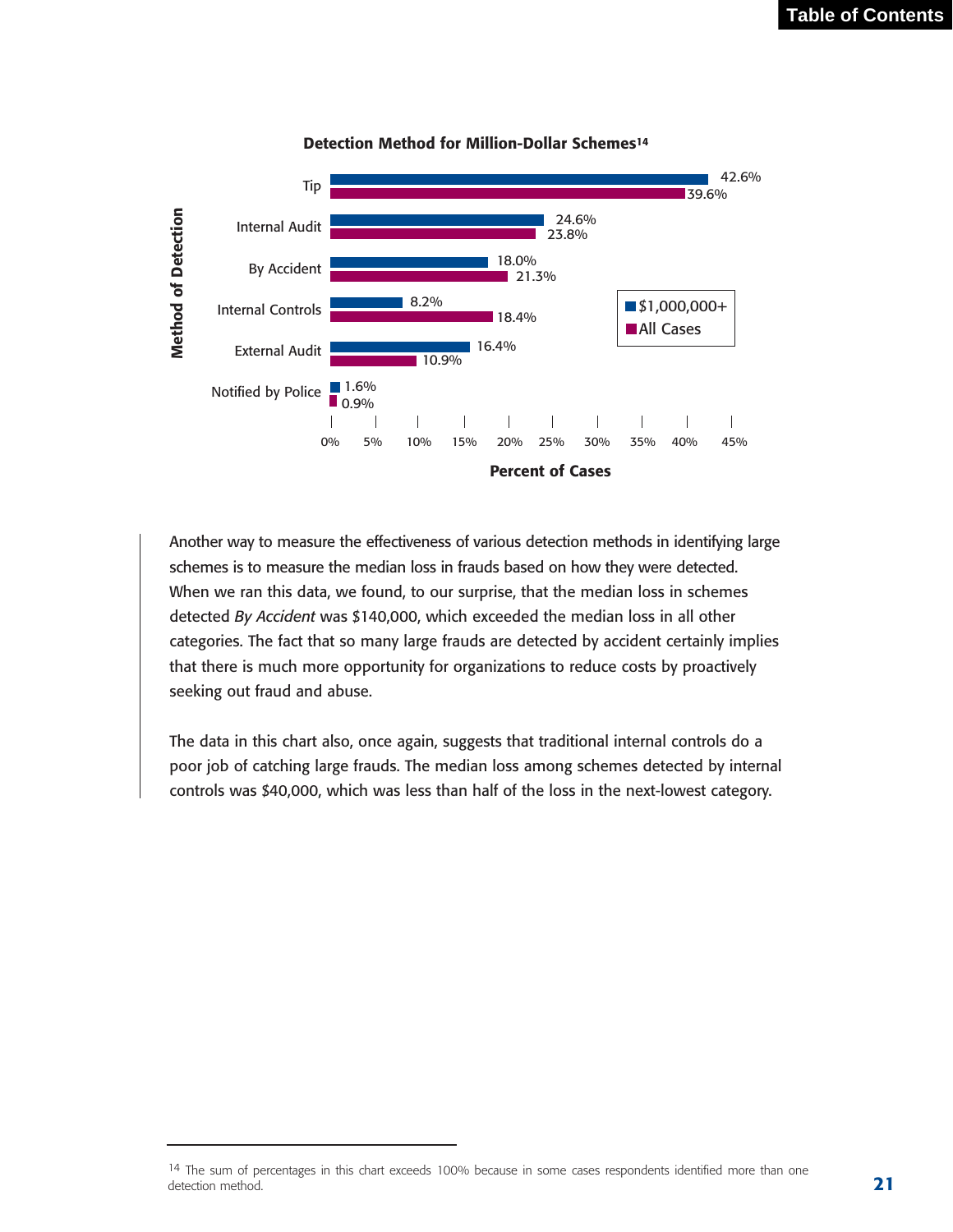**Detection Method for Million-Dollar Schemes**[14]

| Method of Detection | $1,000,000+ | All Cases |
|---|---|---|
| Tip | 42.6% | 39.6% |
| Internal Audit | 24.6% | 23.8% |
| By Accident | 18.0% | 21.3% |
| Internal Controls | 8.2% | 18.4% |
| External Audit | 16.4% | 10.9% |
| Notified by Police | 1.6% | 0.9% |

Another way to measure the effectiveness of various detection methods in identifying large schemes is to measure the median loss in frauds based on how they were detected. When we ran this data, we found, to our surprise, that the median loss in schemes detected *By Accident* was $140,000, which exceeded the median loss in all other categories. The fact that so many large frauds are detected by accident certainly implies that there is much more opportunity for organizations to reduce costs by proactively seeking out fraud and abuse.

The data in this chart also, once again, suggests that traditional internal controls do a poor job of catching large frauds. The median loss among schemes detected by internal controls was $40,000, which was less than half of the loss in the next-lowest category.

---

[14] The sum of percentages in this chart exceeds 100% because in some cases respondents identified more than one detection method.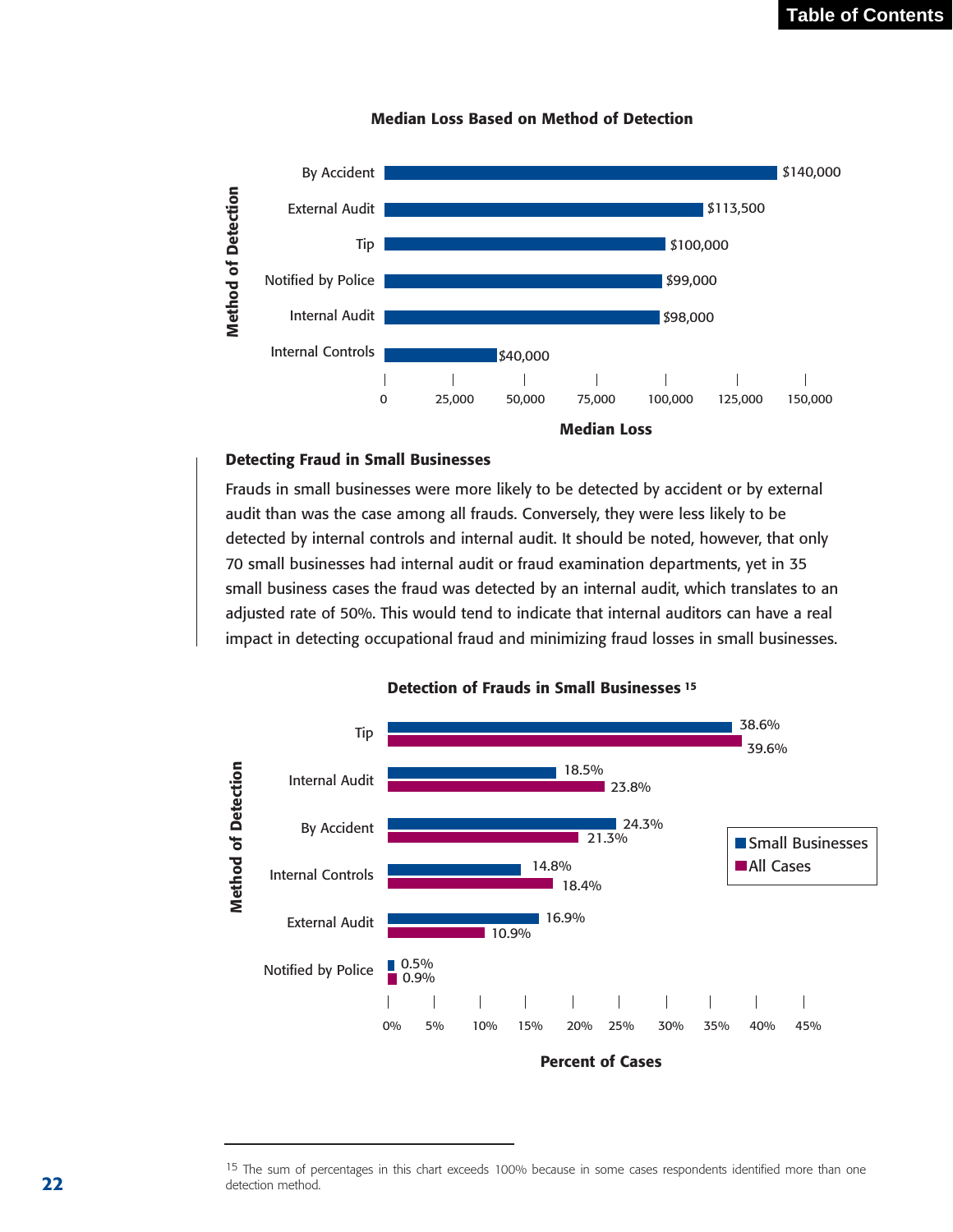**Median Loss Based on Method of Detection**

| Method of Detection | Median Loss |
| --- | --- |
| By Accident | $140,000 |
| External Audit | $113,500 |
| Tip | $100,000 |
| Notified by Police | $99,000 |
| Internal Audit | $98,000 |
| Internal Controls | $40,000 |

### Detecting Fraud in Small Businesses

Frauds in small businesses were more likely to be detected by accident or by external audit than was the case among all frauds. Conversely, they were less likely to be detected by internal controls and internal audit. It should be noted, however, that only 70 small businesses had internal audit or fraud examination departments, yet in 35 small business cases the fraud was detected by an internal audit, which translates to an adjusted rate of 50%. This would tend to indicate that internal auditors can have a real impact in detecting occupational fraud and minimizing fraud losses in small businesses.

**Detection of Frauds in Small Businesses** [15]

| Method of Detection | Small Businesses | All Cases |
| --- | --- | --- |
| Tip | 38.6% | 39.6% |
| Internal Audit | 18.5% | 23.8% |
| By Accident | 24.3% | 21.3% |
| Internal Controls | 14.8% | 18.4% |
| External Audit | 16.9% | 10.9% |
| Notified by Police | 0.5% | 0.9% |

[15] The sum of percentages in this chart exceeds 100% because in some cases respondents identified more than one detection method.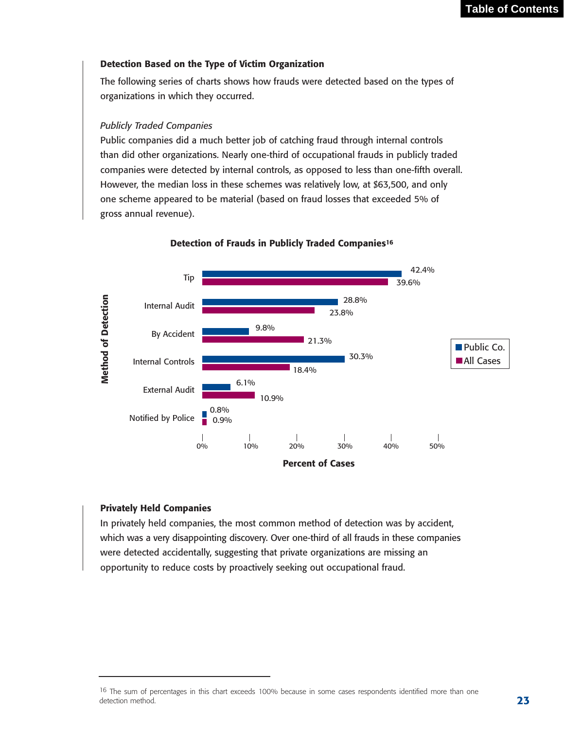### Detection Based on the Type of Victim Organization

The following series of charts shows how frauds were detected based on the types of organizations in which they occurred.

*Publicly Traded Companies*

Public companies did a much better job of catching fraud through internal controls than did other organizations. Nearly one-third of occupational frauds in publicly traded companies were detected by internal controls, as opposed to less than one-fifth overall. However, the median loss in these schemes was relatively low, at $63,500, and only one scheme appeared to be material (based on fraud losses that exceeded 5% of gross annual revenue).

**Detection of Frauds in Publicly Traded Companies**[16]

| Method of Detection | Public Co. | All Cases |
|---|---|---|
| Tip | 42.4% | 39.6% |
| Internal Audit | 28.8% | 23.8% |
| By Accident | 9.8% | 21.3% |
| Internal Controls | 30.3% | 18.4% |
| External Audit | 6.1% | 10.9% |
| Notified by Police | 0.8% | 0.9% |

### Privately Held Companies

In privately held companies, the most common method of detection was by accident, which was a very disappointing discovery. Over one-third of all frauds in these companies were detected accidentally, suggesting that private organizations are missing an opportunity to reduce costs by proactively seeking out occupational fraud.

[16] The sum of percentages in this chart exceeds 100% because in some cases respondents identified more than one detection method.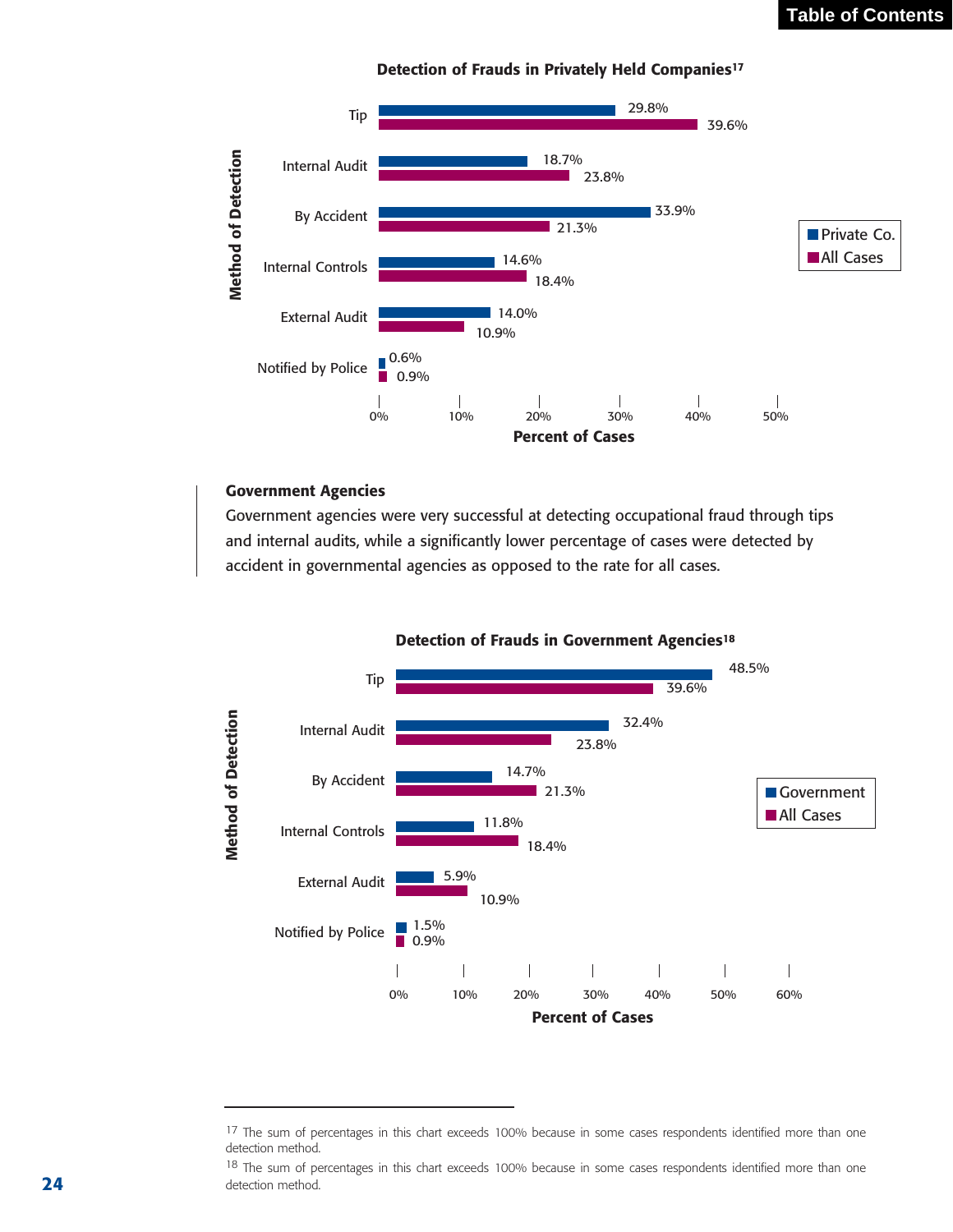**Detection of Frauds in Privately Held Companies**[17]

| Method of Detection | Private Co. | All Cases |
|---|---|---|
| Tip | 29.8% | 39.6% |
| Internal Audit | 18.7% | 23.8% |
| By Accident | 33.9% | 21.3% |
| Internal Controls | 14.6% | 18.4% |
| External Audit | 14.0% | 10.9% |
| Notified by Police | 0.6% | 0.9% |

### Government Agencies

Government agencies were very successful at detecting occupational fraud through tips and internal audits, while a significantly lower percentage of cases were detected by accident in governmental agencies as opposed to the rate for all cases.

**Detection of Frauds in Government Agencies**[18]

| Method of Detection | Government | All Cases |
|---|---|---|
| Tip | 48.5% | 39.6% |
| Internal Audit | 32.4% | 23.8% |
| By Accident | 14.7% | 21.3% |
| Internal Controls | 11.8% | 18.4% |
| External Audit | 5.9% | 10.9% |
| Notified by Police | 1.5% | 0.9% |

---

[17] The sum of percentages in this chart exceeds 100% because in some cases respondents identified more than one detection method.

[18] The sum of percentages in this chart exceeds 100% because in some cases respondents identified more than one detection method.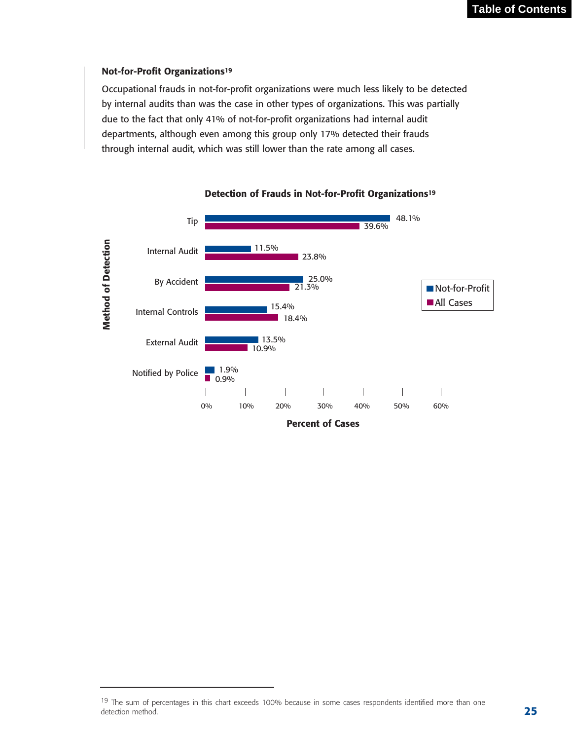### Not-for-Profit Organizations[19]

Occupational frauds in not-for-profit organizations were much less likely to be detected by internal audits than was the case in other types of organizations. This was partially due to the fact that only 41% of not-for-profit organizations had internal audit departments, although even among this group only 17% detected their frauds through internal audit, which was still lower than the rate among all cases.

**Detection of Frauds in Not-for-Profit Organizations[19]**

| Method of Detection | Not-for-Profit | All Cases |
|---|---|---|
| Tip | 48.1% | 39.6% |
| Internal Audit | 11.5% | 23.8% |
| By Accident | 25.0% | 21.3% |
| Internal Controls | 15.4% | 18.4% |
| External Audit | 13.5% | 10.9% |
| Notified by Police | 1.9% | 0.9% |

Percent of Cases

---

[19] The sum of percentages in this chart exceeds 100% because in some cases respondents identified more than one detection method.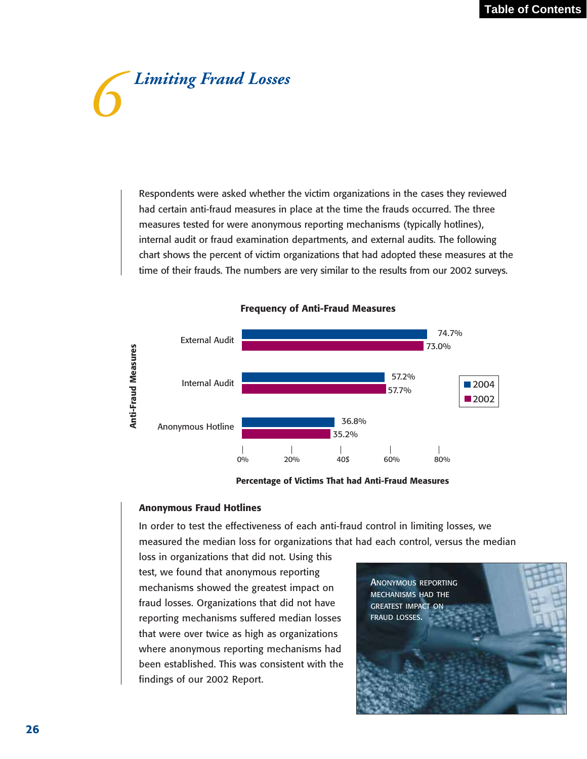# 6 Limiting Fraud Losses

Respondents were asked whether the victim organizations in the cases they reviewed had certain anti-fraud measures in place at the time the frauds occurred. The three measures tested for were anonymous reporting mechanisms (typically hotlines), internal audit or fraud examination departments, and external audits. The following chart shows the percent of victim organizations that had adopted these measures at the time of their frauds. The numbers are very similar to the results from our 2002 surveys.

**Frequency of Anti-Fraud Measures**

| Anti-Fraud Measures | 2004 | 2002 |
|---|---|---|
| External Audit | 74.7% | 73.0% |
| Internal Audit | 57.2% | 57.7% |
| Anonymous Hotline | 36.8% | 35.2% |

**Percentage of Victims That had Anti-Fraud Measures**

### Anonymous Fraud Hotlines

In order to test the effectiveness of each anti-fraud control in limiting losses, we measured the median loss for organizations that had each control, versus the median loss in organizations that did not. Using this test, we found that anonymous reporting mechanisms showed the greatest impact on fraud losses. Organizations that did not have reporting mechanisms suffered median losses that were over twice as high as organizations where anonymous reporting mechanisms had been established. This was consistent with the findings of our 2002 Report.

ANONYMOUS REPORTING MECHANISMS HAD THE GREATEST IMPACT ON FRAUD LOSSES.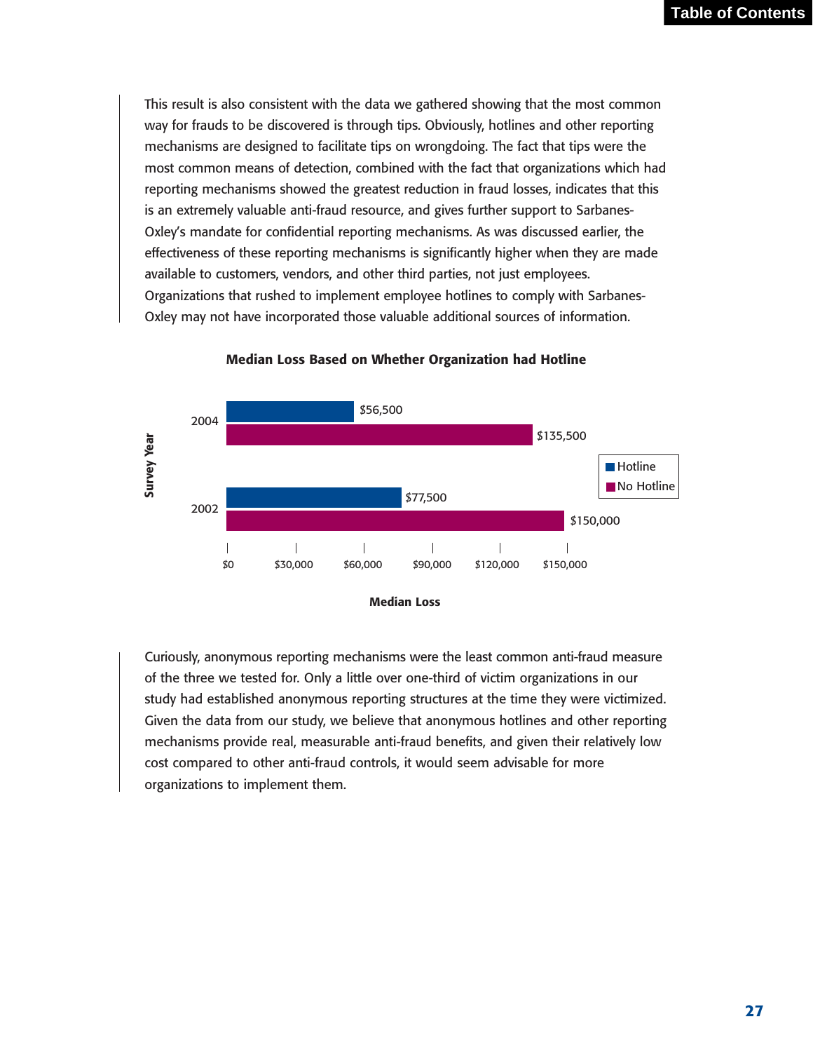This result is also consistent with the data we gathered showing that the most common way for frauds to be discovered is through tips. Obviously, hotlines and other reporting mechanisms are designed to facilitate tips on wrongdoing. The fact that tips were the most common means of detection, combined with the fact that organizations which had reporting mechanisms showed the greatest reduction in fraud losses, indicates that this is an extremely valuable anti-fraud resource, and gives further support to Sarbanes-Oxley's mandate for confidential reporting mechanisms. As was discussed earlier, the effectiveness of these reporting mechanisms is significantly higher when they are made available to customers, vendors, and other third parties, not just employees. Organizations that rushed to implement employee hotlines to comply with Sarbanes-Oxley may not have incorporated those valuable additional sources of information.

**Median Loss Based on Whether Organization had Hotline**

| Survey Year | Hotline | No Hotline |
|---|---|---|
| 2004 | $56,500 | $135,500 |
| 2002 | $77,500 | $150,000 |

Curiously, anonymous reporting mechanisms were the least common anti-fraud measure of the three we tested for. Only a little over one-third of victim organizations in our study had established anonymous reporting structures at the time they were victimized. Given the data from our study, we believe that anonymous hotlines and other reporting mechanisms provide real, measurable anti-fraud benefits, and given their relatively low cost compared to other anti-fraud controls, it would seem advisable for more organizations to implement them.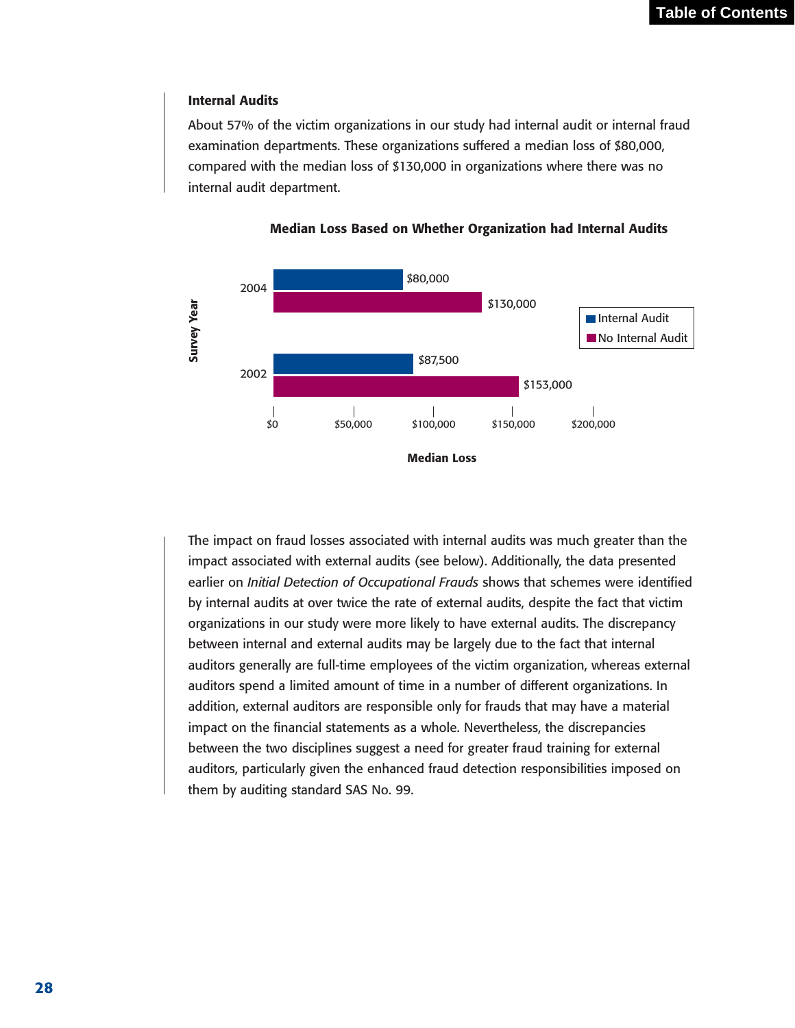### Internal Audits

About 57% of the victim organizations in our study had internal audit or internal fraud examination departments. These organizations suffered a median loss of $80,000, compared with the median loss of $130,000 in organizations where there was no internal audit department.

**Median Loss Based on Whether Organization had Internal Audits**

| Survey Year | Internal Audit | No Internal Audit |
|---|---|---|
| 2004 | $80,000 | $130,000 |
| 2002 | $87,500 | $153,000 |

The impact on fraud losses associated with internal audits was much greater than the impact associated with external audits (see below). Additionally, the data presented earlier on *Initial Detection of Occupational Frauds* shows that schemes were identified by internal audits at over twice the rate of external audits, despite the fact that victim organizations in our study were more likely to have external audits. The discrepancy between internal and external audits may be largely due to the fact that internal auditors generally are full-time employees of the victim organization, whereas external auditors spend a limited amount of time in a number of different organizations. In addition, external auditors are responsible only for frauds that may have a material impact on the financial statements as a whole. Nevertheless, the discrepancies between the two disciplines suggest a need for greater fraud training for external auditors, particularly given the enhanced fraud detection responsibilities imposed on them by auditing standard SAS No. 99.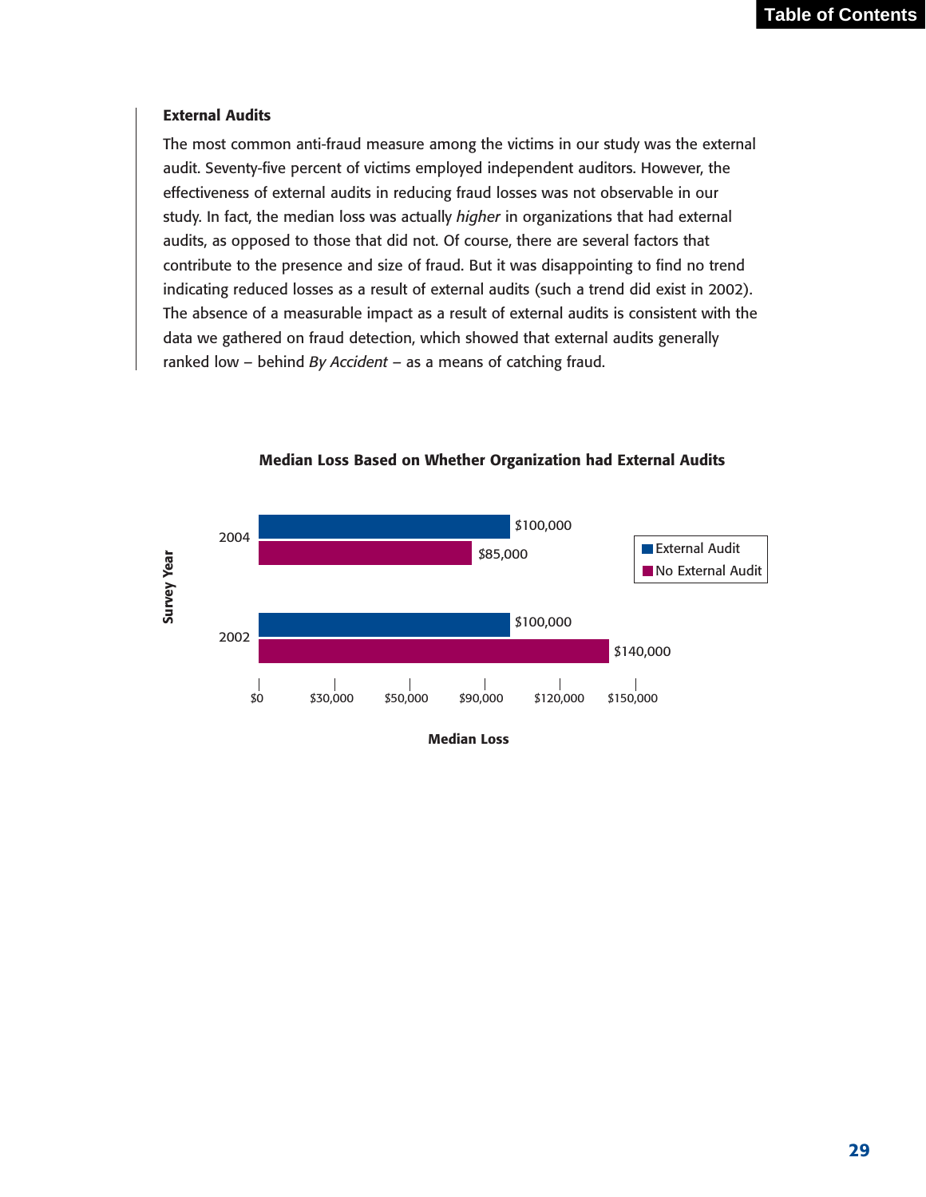### External Audits

The most common anti-fraud measure among the victims in our study was the external audit. Seventy-five percent of victims employed independent auditors. However, the effectiveness of external audits in reducing fraud losses was not observable in our study. In fact, the median loss was actually *higher* in organizations that had external audits, as opposed to those that did not. Of course, there are several factors that contribute to the presence and size of fraud. But it was disappointing to find no trend indicating reduced losses as a result of external audits (such a trend did exist in 2002). The absence of a measurable impact as a result of external audits is consistent with the data we gathered on fraud detection, which showed that external audits generally ranked low – behind *By Accident* – as a means of catching fraud.

**Median Loss Based on Whether Organization had External Audits**

| Survey Year | External Audit | No External Audit |
| --- | --- | --- |
| 2004 | $100,000 | $85,000 |
| 2002 | $100,000 | $140,000 |

Median Loss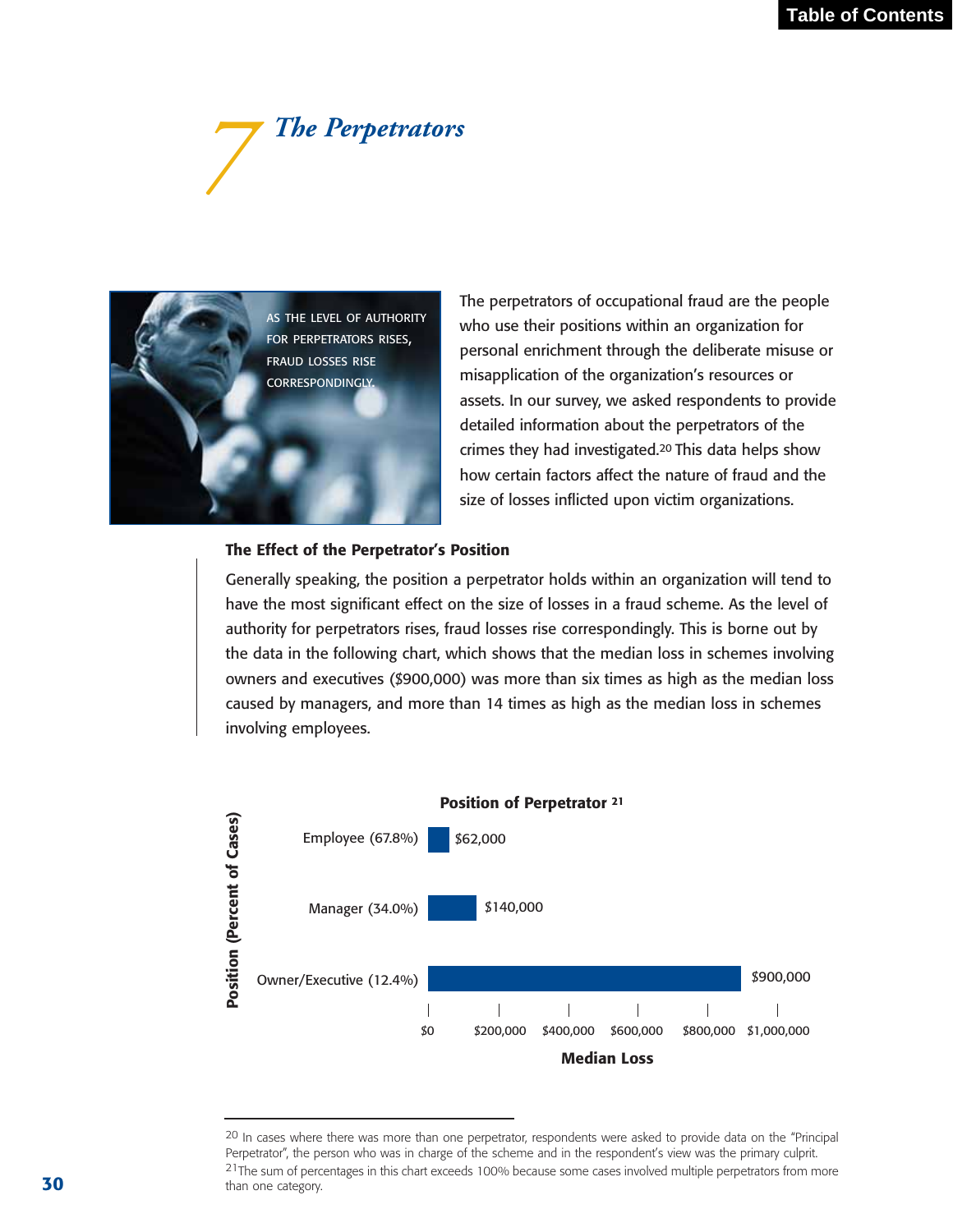# 7 The Perpetrators

AS THE LEVEL OF AUTHORITY FOR PERPETRATORS RISES, FRAUD LOSSES RISE CORRESPONDINGLY.

The perpetrators of occupational fraud are the people who use their positions within an organization for personal enrichment through the deliberate misuse or misapplication of the organization's resources or assets. In our survey, we asked respondents to provide detailed information about the perpetrators of the crimes they had investigated.[20] This data helps show how certain factors affect the nature of fraud and the size of losses inflicted upon victim organizations.

### The Effect of the Perpetrator's Position

Generally speaking, the position a perpetrator holds within an organization will tend to have the most significant effect on the size of losses in a fraud scheme. As the level of authority for perpetrators rises, fraud losses rise correspondingly. This is borne out by the data in the following chart, which shows that the median loss in schemes involving owners and executives ($900,000) was more than six times as high as the median loss caused by managers, and more than 14 times as high as the median loss in schemes involving employees.

**Position of Perpetrator [21]**

| Position (Percent of Cases) | Median Loss |
|---|---|
| Employee (67.8%) | $62,000 |
| Manager (34.0%) | $140,000 |
| Owner/Executive (12.4%) | $900,000 |

---

[20] In cases where there was more than one perpetrator, respondents were asked to provide data on the "Principal Perpetrator", the person who was in charge of the scheme and in the respondent's view was the primary culprit.

[21] The sum of percentages in this chart exceeds 100% because some cases involved multiple perpetrators from more than one category.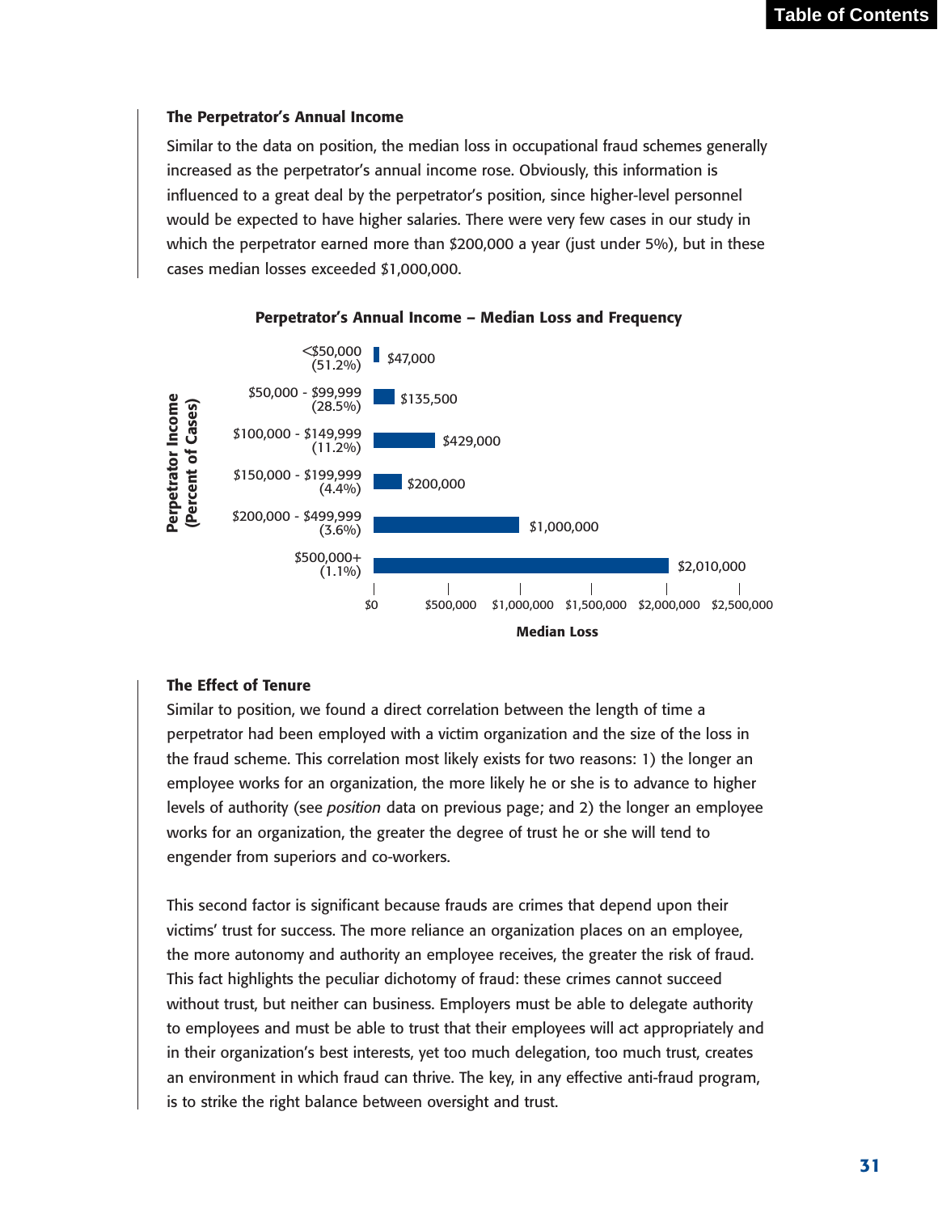### The Perpetrator's Annual Income

Similar to the data on position, the median loss in occupational fraud schemes generally increased as the perpetrator's annual income rose. Obviously, this information is influenced to a great deal by the perpetrator's position, since higher-level personnel would be expected to have higher salaries. There were very few cases in our study in which the perpetrator earned more than $200,000 a year (just under 5%), but in these cases median losses exceeded $1,000,000.

**Perpetrator's Annual Income – Median Loss and Frequency**

| Perpetrator Income (Percent of Cases) | Median Loss |
| --- | --- |
| <$50,000 (51.2%) | $47,000 |
| $50,000 - $99,999 (28.5%) | $135,500 |
| $100,000 - $149,999 (11.2%) | $429,000 |
| $150,000 - $199,999 (4.4%) | $200,000 |
| $200,000 - $499,999 (3.6%) | $1,000,000 |
| $500,000+ (1.1%) | $2,010,000 |

### The Effect of Tenure

Similar to position, we found a direct correlation between the length of time a perpetrator had been employed with a victim organization and the size of the loss in the fraud scheme. This correlation most likely exists for two reasons: 1) the longer an employee works for an organization, the more likely he or she is to advance to higher levels of authority (see *position* data on previous page; and 2) the longer an employee works for an organization, the greater the degree of trust he or she will tend to engender from superiors and co-workers.

This second factor is significant because frauds are crimes that depend upon their victims' trust for success. The more reliance an organization places on an employee, the more autonomy and authority an employee receives, the greater the risk of fraud. This fact highlights the peculiar dichotomy of fraud: these crimes cannot succeed without trust, but neither can business. Employers must be able to delegate authority to employees and must be able to trust that their employees will act appropriately and in their organization's best interests, yet too much delegation, too much trust, creates an environment in which fraud can thrive. The key, in any effective anti-fraud program, is to strike the right balance between oversight and trust.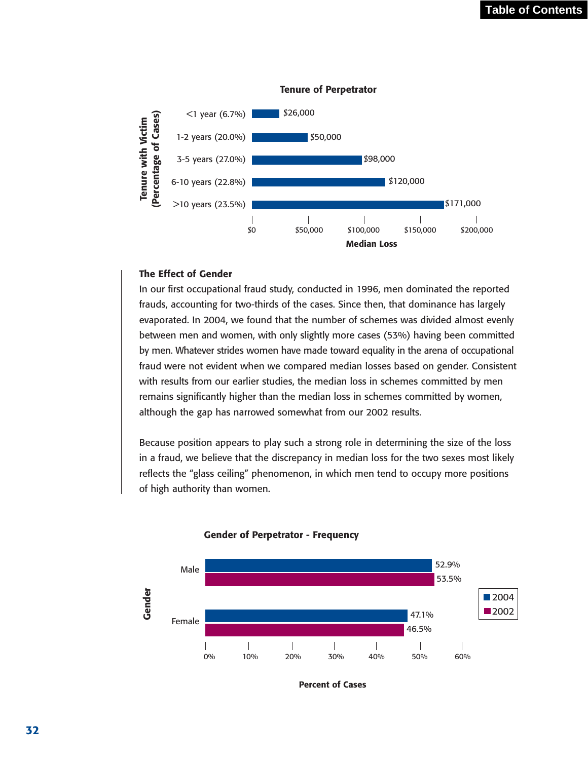**Tenure of Perpetrator**

| Tenure with Victim (Percentage of Cases) | Median Loss |
| --- | --- |
| <1 year (6.7%) | $26,000 |
| 1-2 years (20.0%) | $50,000 |
| 3-5 years (27.0%) | $98,000 |
| 6-10 years (22.8%) | $120,000 |
| >10 years (23.5%) | $171,000 |

### The Effect of Gender

In our first occupational fraud study, conducted in 1996, men dominated the reported frauds, accounting for two-thirds of the cases. Since then, that dominance has largely evaporated. In 2004, we found that the number of schemes was divided almost evenly between men and women, with only slightly more cases (53%) having been committed by men. Whatever strides women have made toward equality in the arena of occupational fraud were not evident when we compared median losses based on gender. Consistent with results from our earlier studies, the median loss in schemes committed by men remains significantly higher than the median loss in schemes committed by women, although the gap has narrowed somewhat from our 2002 results.

Because position appears to play such a strong role in determining the size of the loss in a fraud, we believe that the discrepancy in median loss for the two sexes most likely reflects the "glass ceiling" phenomenon, in which men tend to occupy more positions of high authority than women.

**Gender of Perpetrator - Frequency**

| Gender | 2004 (Percent of Cases) | 2002 (Percent of Cases) |
| --- | --- | --- |
| Male | 52.9% | 53.5% |
| Female | 47.1% | 46.5% |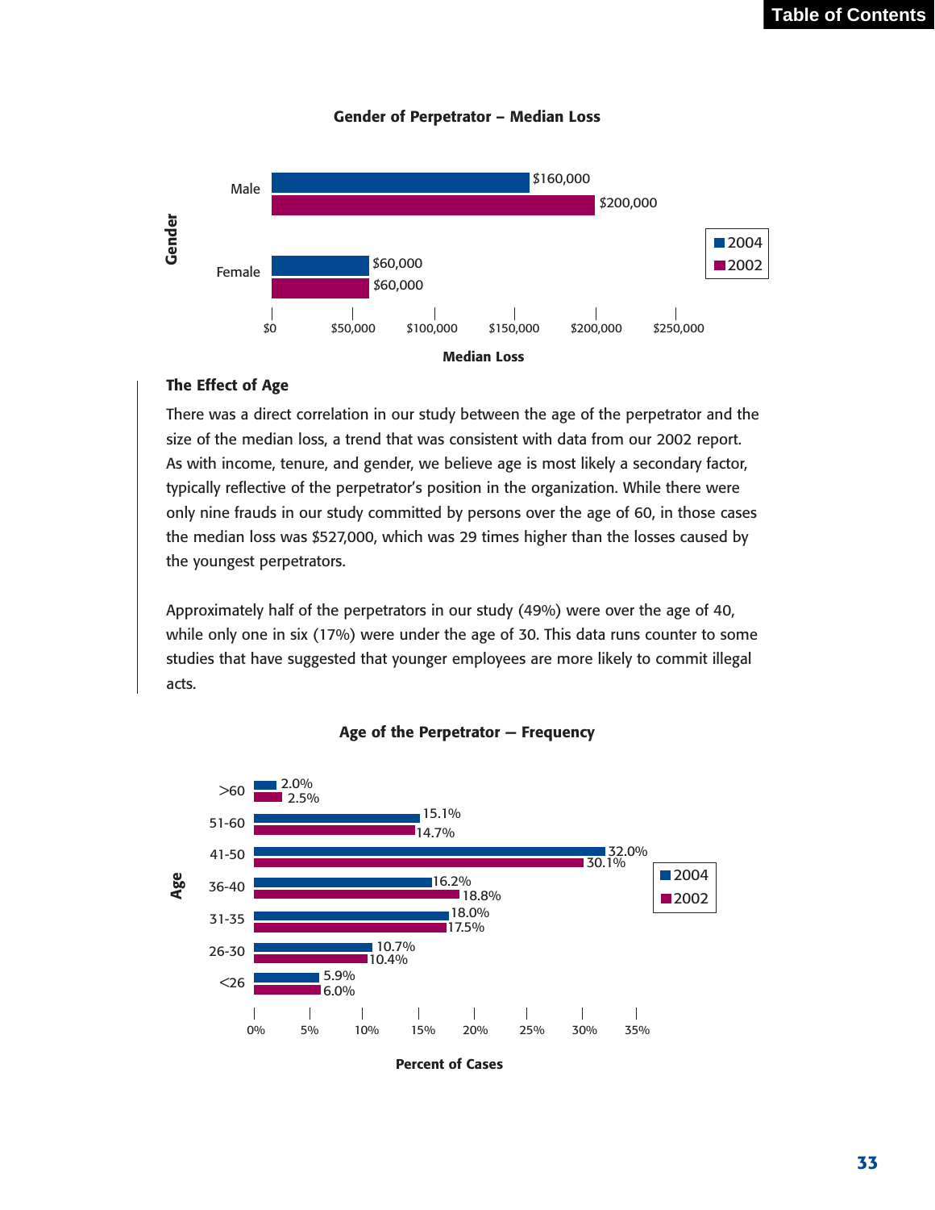**Gender of Perpetrator – Median Loss**

| Gender | 2004 | 2002 |
|---|---|---|
| Male | $160,000 | $200,000 |
| Female | $60,000 | $60,000 |

## The Effect of Age

There was a direct correlation in our study between the age of the perpetrator and the size of the median loss, a trend that was consistent with data from our 2002 report. As with income, tenure, and gender, we believe age is most likely a secondary factor, typically reflective of the perpetrator's position in the organization. While there were only nine frauds in our study committed by persons over the age of 60, in those cases the median loss was $527,000, which was 29 times higher than the losses caused by the youngest perpetrators.

Approximately half of the perpetrators in our study (49%) were over the age of 40, while only one in six (17%) were under the age of 30. This data runs counter to some studies that have suggested that younger employees are more likely to commit illegal acts.

**Age of the Perpetrator — Frequency**

| Age | 2004 | 2002 |
|---|---|---|
| >60 | 2.0% | 2.5% |
| 51-60 | 15.1% | 14.7% |
| 41-50 | 32.0% | 30.1% |
| 36-40 | 16.2% | 18.8% |
| 31-35 | 18.0% | 17.5% |
| 26-30 | 10.7% | 10.4% |
| <26 | 5.9% | 6.0% |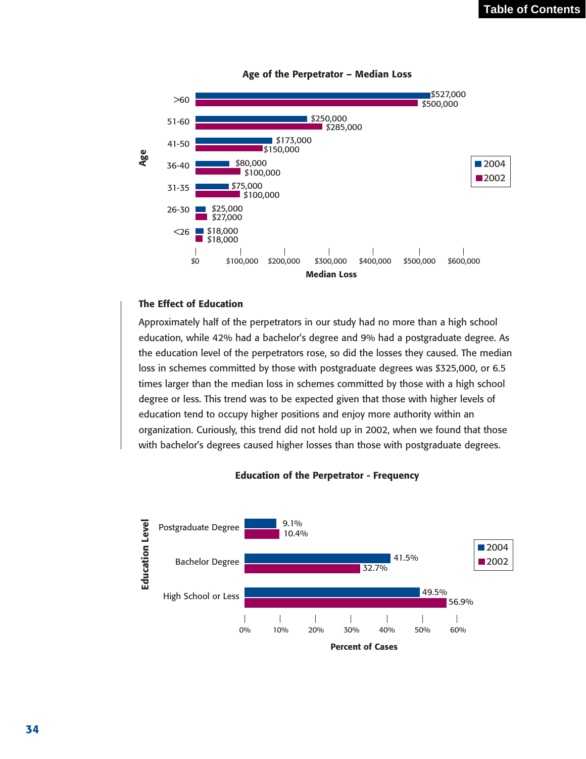**Age of the Perpetrator – Median Loss**

| Age | 2004 | 2002 |
|---|---|---|
| >60 | $527,000 | $500,000 |
| 51-60 | $250,000 | $285,000 |
| 41-50 | $173,000 | $150,000 |
| 36-40 | $80,000 | $100,000 |
| 31-35 | $75,000 | $100,000 |
| 26-30 | $25,000 | $27,000 |
| <26 | $18,000 | $18,000 |

### The Effect of Education

Approximately half of the perpetrators in our study had no more than a high school education, while 42% had a bachelor's degree and 9% had a postgraduate degree. As the education level of the perpetrators rose, so did the losses they caused. The median loss in schemes committed by those with postgraduate degrees was $325,000, or 6.5 times larger than the median loss in schemes committed by those with a high school degree or less. This trend was to be expected given that those with higher levels of education tend to occupy higher positions and enjoy more authority within an organization. Curiously, this trend did not hold up in 2002, when we found that those with bachelor's degrees caused higher losses than those with postgraduate degrees.

**Education of the Perpetrator - Frequency**

| Education Level | 2004 | 2002 |
|---|---|---|
| Postgraduate Degree | 9.1% | 10.4% |
| Bachelor Degree | 41.5% | 32.7% |
| High School or Less | 49.5% | 56.9% |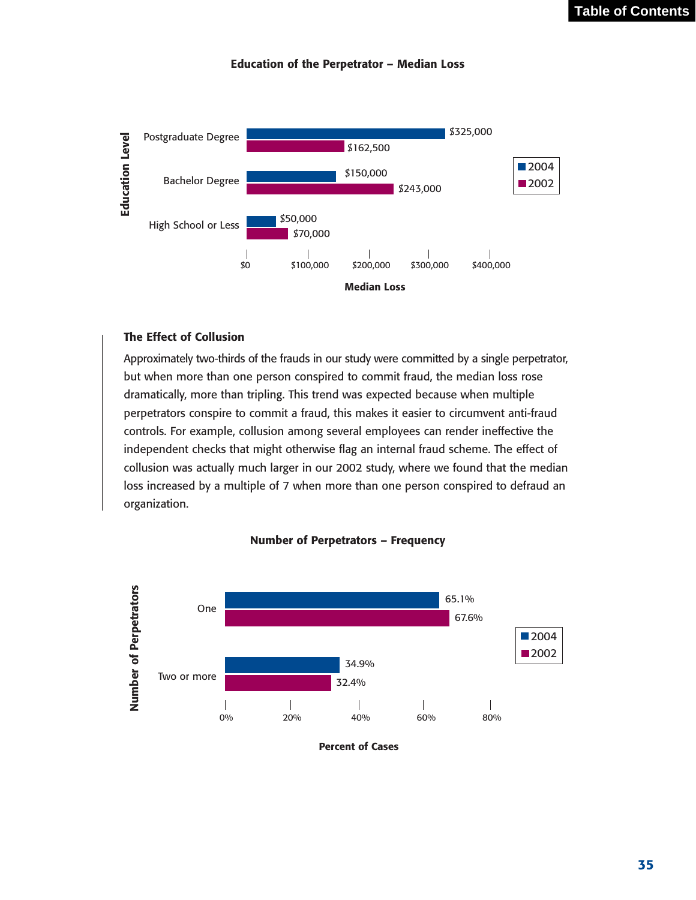**Education of the Perpetrator – Median Loss**

| Education Level | 2004 | 2002 |
| --- | --- | --- |
| Postgraduate Degree | $325,000 | $162,500 |
| Bachelor Degree | $150,000 | $243,000 |
| High School or Less | $50,000 | $70,000 |

## The Effect of Collusion

Approximately two-thirds of the frauds in our study were committed by a single perpetrator, but when more than one person conspired to commit fraud, the median loss rose dramatically, more than tripling. This trend was expected because when multiple perpetrators conspire to commit a fraud, this makes it easier to circumvent anti-fraud controls. For example, collusion among several employees can render ineffective the independent checks that might otherwise flag an internal fraud scheme. The effect of collusion was actually much larger in our 2002 study, where we found that the median loss increased by a multiple of 7 when more than one person conspired to defraud an organization.

**Number of Perpetrators – Frequency**

| Number of Perpetrators | 2004 | 2002 |
| --- | --- | --- |
| One | 65.1% | 67.6% |
| Two or more | 34.9% | 32.4% |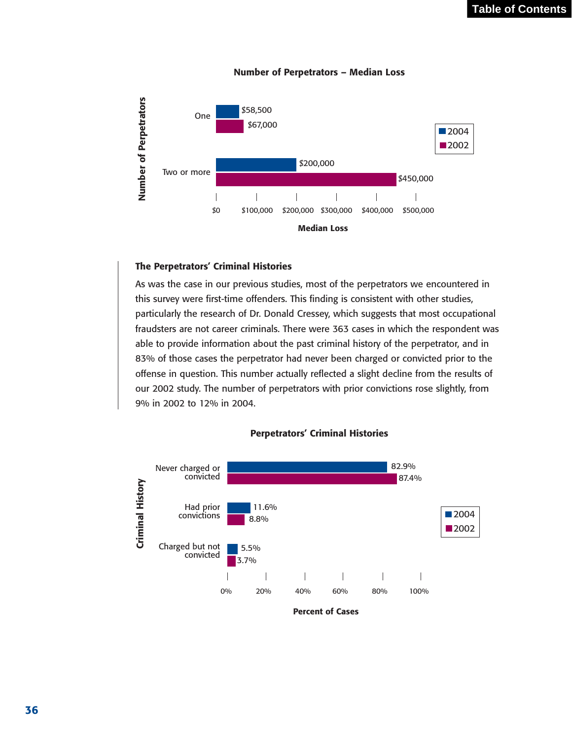**Number of Perpetrators – Median Loss**

| Number of Perpetrators | 2004 | 2002 |
|---|---|---|
| One | $58,500 | $67,000 |
| Two or more | $200,000 | $450,000 |

### The Perpetrators' Criminal Histories

As was the case in our previous studies, most of the perpetrators we encountered in this survey were first-time offenders. This finding is consistent with other studies, particularly the research of Dr. Donald Cressey, which suggests that most occupational fraudsters are not career criminals. There were 363 cases in which the respondent was able to provide information about the past criminal history of the perpetrator, and in 83% of those cases the perpetrator had never been charged or convicted prior to the offense in question. This number actually reflected a slight decline from the results of our 2002 study. The number of perpetrators with prior convictions rose slightly, from 9% in 2002 to 12% in 2004.

**Perpetrators' Criminal Histories**

| Criminal History | 2004 | 2002 |
|---|---|---|
| Never charged or convicted | 82.9% | 87.4% |
| Had prior convictions | 11.6% | 8.8% |
| Charged but not convicted | 5.5% | 3.7% |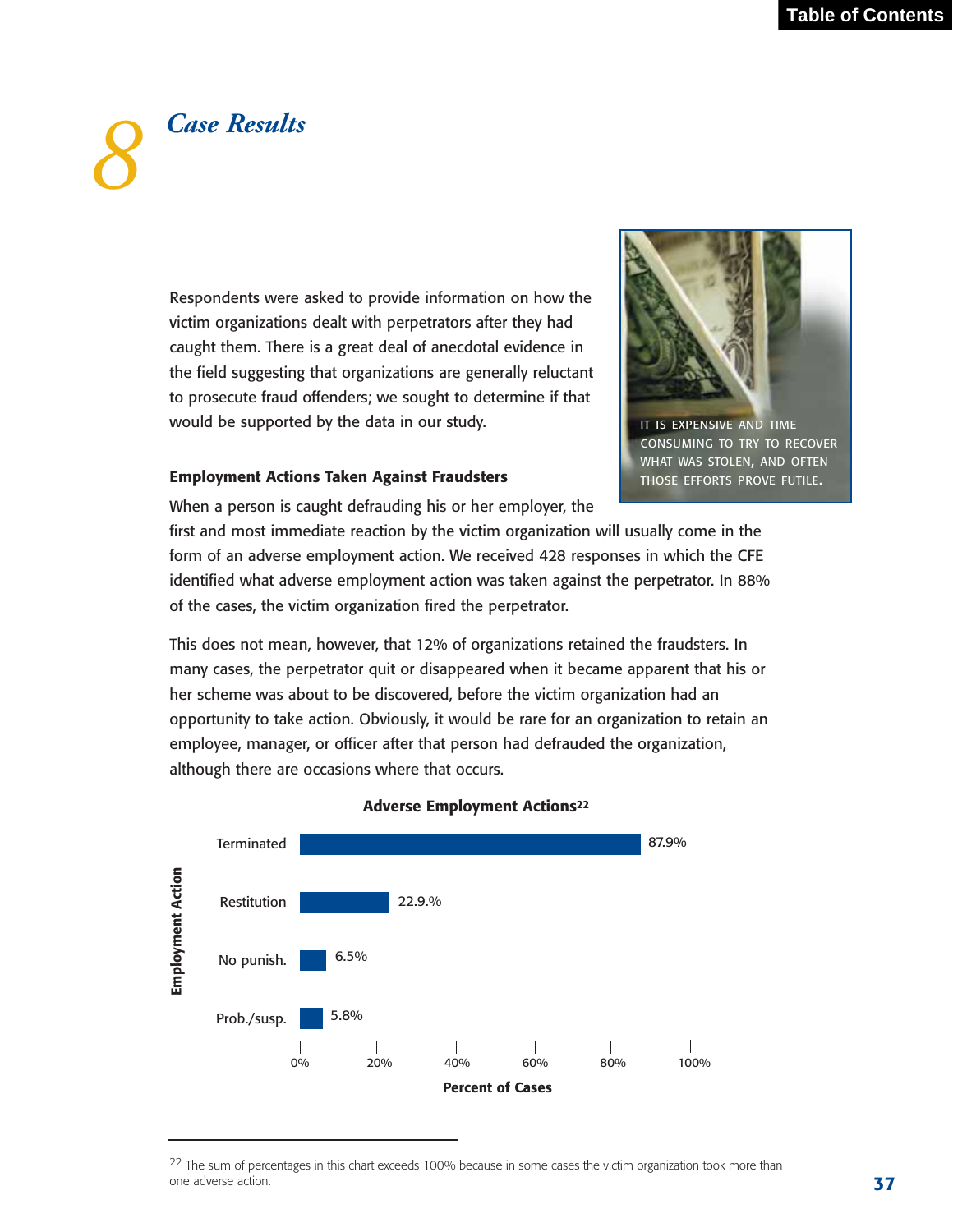# 8 *Case Results*

Respondents were asked to provide information on how the victim organizations dealt with perpetrators after they had caught them. There is a great deal of anecdotal evidence in the field suggesting that organizations are generally reluctant to prosecute fraud offenders; we sought to determine if that would be supported by the data in our study.

IT IS EXPENSIVE AND TIME CONSUMING TO TRY TO RECOVER WHAT WAS STOLEN, AND OFTEN THOSE EFFORTS PROVE FUTILE.

### Employment Actions Taken Against Fraudsters

When a person is caught defrauding his or her employer, the first and most immediate reaction by the victim organization will usually come in the form of an adverse employment action. We received 428 responses in which the CFE identified what adverse employment action was taken against the perpetrator. In 88% of the cases, the victim organization fired the perpetrator.

This does not mean, however, that 12% of organizations retained the fraudsters. In many cases, the perpetrator quit or disappeared when it became apparent that his or her scheme was about to be discovered, before the victim organization had an opportunity to take action. Obviously, it would be rare for an organization to retain an employee, manager, or officer after that person had defrauded the organization, although there are occasions where that occurs.

**Adverse Employment Actions[22]**

| Employment Action | Percent of Cases |
|---|---|
| Terminated | 87.9% |
| Restitution | 22.9.% |
| No punish. | 6.5% |
| Prob./susp. | 5.8% |

[22] The sum of percentages in this chart exceeds 100% because in some cases the victim organization took more than one adverse action.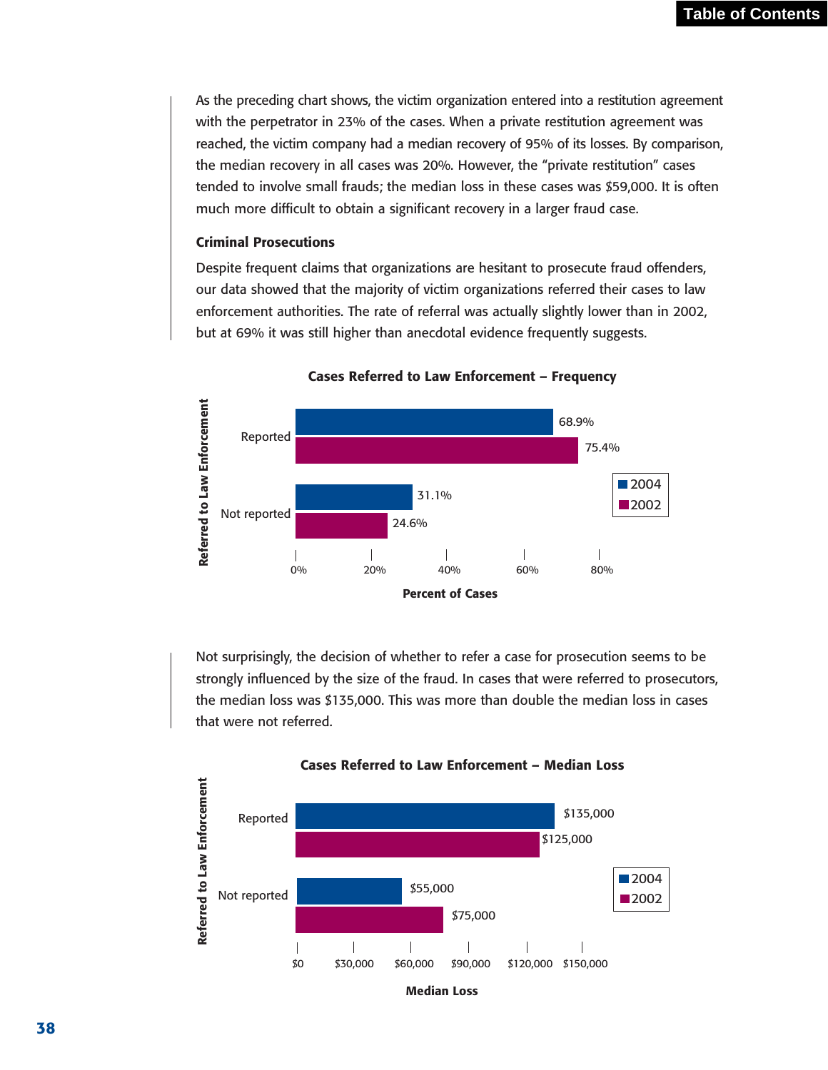As the preceding chart shows, the victim organization entered into a restitution agreement with the perpetrator in 23% of the cases. When a private restitution agreement was reached, the victim company had a median recovery of 95% of its losses. By comparison, the median recovery in all cases was 20%. However, the "private restitution" cases tended to involve small frauds; the median loss in these cases was $59,000. It is often much more difficult to obtain a significant recovery in a larger fraud case.

### Criminal Prosecutions

Despite frequent claims that organizations are hesitant to prosecute fraud offenders, our data showed that the majority of victim organizations referred their cases to law enforcement authorities. The rate of referral was actually slightly lower than in 2002, but at 69% it was still higher than anecdotal evidence frequently suggests.

**Cases Referred to Law Enforcement – Frequency**

| Referred to Law Enforcement | 2004 | 2002 |
|---|---|---|
| Reported | 68.9% | 75.4% |
| Not reported | 31.1% | 24.6% |

Percent of Cases

Not surprisingly, the decision of whether to refer a case for prosecution seems to be strongly influenced by the size of the fraud. In cases that were referred to prosecutors, the median loss was $135,000. This was more than double the median loss in cases that were not referred.

**Cases Referred to Law Enforcement – Median Loss**

| Referred to Law Enforcement | 2004 | 2002 |
|---|---|---|
| Reported | $135,000 | $125,000 |
| Not reported | $55,000 | $75,000 |

Median Loss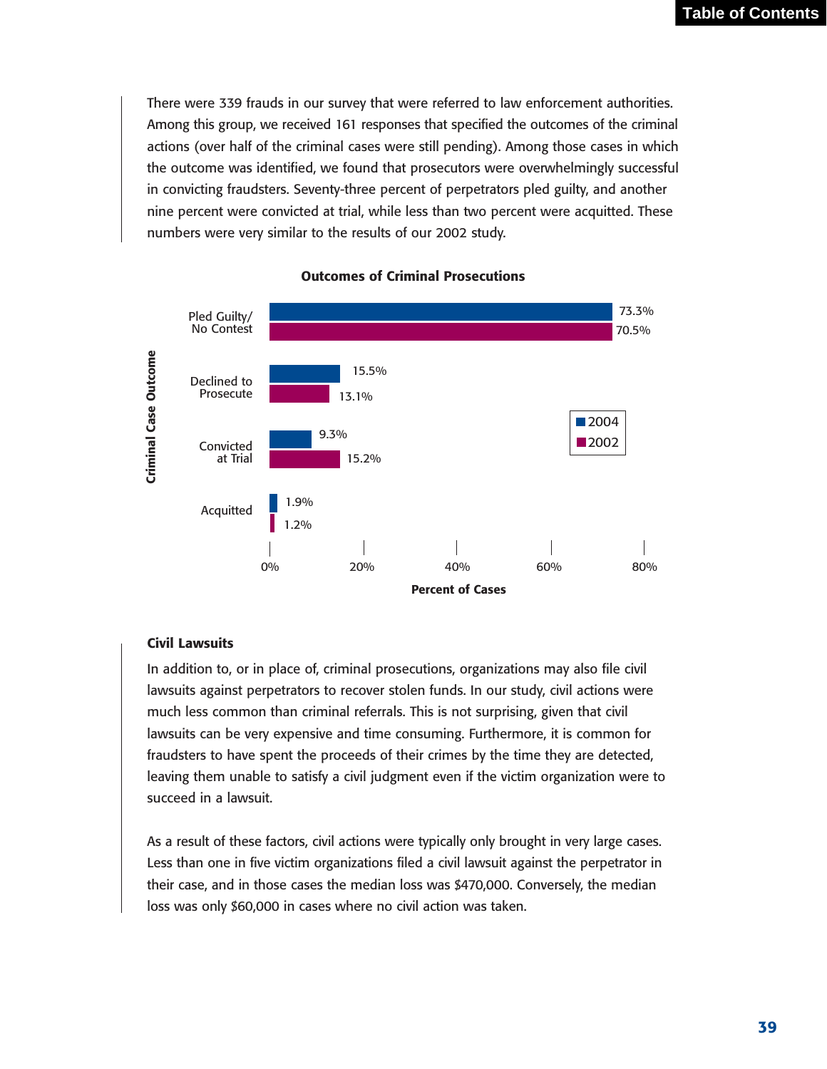There were 339 frauds in our survey that were referred to law enforcement authorities. Among this group, we received 161 responses that specified the outcomes of the criminal actions (over half of the criminal cases were still pending). Among those cases in which the outcome was identified, we found that prosecutors were overwhelmingly successful in convicting fraudsters. Seventy-three percent of perpetrators pled guilty, and another nine percent were convicted at trial, while less than two percent were acquitted. These numbers were very similar to the results of our 2002 study.

**Outcomes of Criminal Prosecutions**

| Criminal Case Outcome | 2004 | 2002 |
|---|---|---|
| Pled Guilty/ No Contest | 73.3% | 70.5% |
| Declined to Prosecute | 15.5% | 13.1% |
| Convicted at Trial | 9.3% | 15.2% |
| Acquitted | 1.9% | 1.2% |

Percent of Cases

### Civil Lawsuits

In addition to, or in place of, criminal prosecutions, organizations may also file civil lawsuits against perpetrators to recover stolen funds. In our study, civil actions were much less common than criminal referrals. This is not surprising, given that civil lawsuits can be very expensive and time consuming. Furthermore, it is common for fraudsters to have spent the proceeds of their crimes by the time they are detected, leaving them unable to satisfy a civil judgment even if the victim organization were to succeed in a lawsuit.

As a result of these factors, civil actions were typically only brought in very large cases. Less than one in five victim organizations filed a civil lawsuit against the perpetrator in their case, and in those cases the median loss was $470,000. Conversely, the median loss was only $60,000 in cases where no civil action was taken.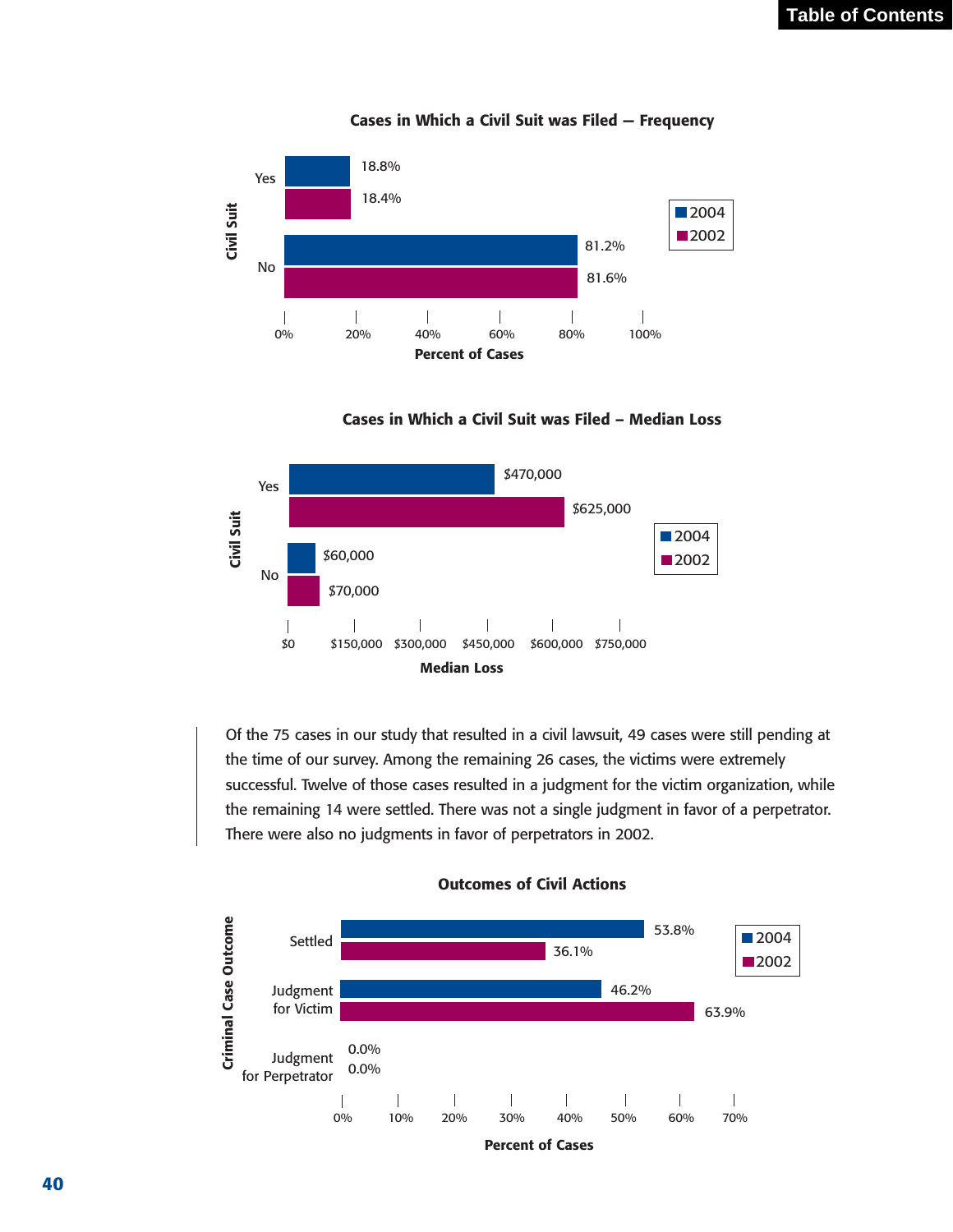**Cases in Which a Civil Suit was Filed — Frequency**

| Civil Suit | 2004 | 2002 |
|---|---|---|
| Yes | 18.8% | 18.4% |
| No | 81.2% | 81.6% |

**Cases in Which a Civil Suit was Filed – Median Loss**

| Civil Suit | 2004 | 2002 |
|---|---|---|
| Yes | $470,000 | $625,000 |
| No | $60,000 | $70,000 |

Of the 75 cases in our study that resulted in a civil lawsuit, 49 cases were still pending at the time of our survey. Among the remaining 26 cases, the victims were extremely successful. Twelve of those cases resulted in a judgment for the victim organization, while the remaining 14 were settled. There was not a single judgment in favor of a perpetrator. There were also no judgments in favor of perpetrators in 2002.

**Outcomes of Civil Actions**

| Criminal Case Outcome | 2004 | 2002 |
|---|---|---|
| Settled | 53.8% | 36.1% |
| Judgment for Victim | 46.2% | 63.9% |
| Judgment for Perpetrator | 0.0% | 0.0% |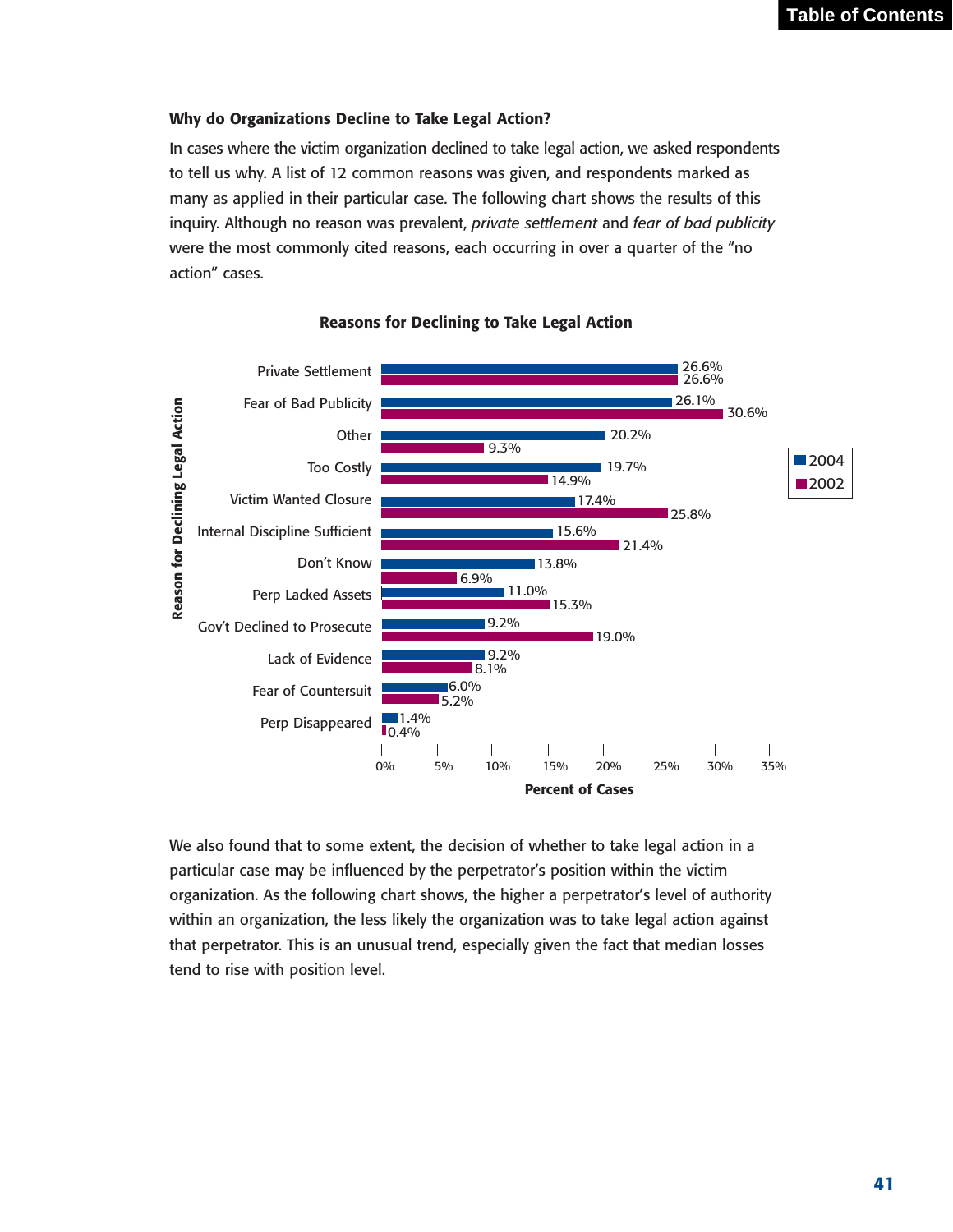### Why do Organizations Decline to Take Legal Action?

In cases where the victim organization declined to take legal action, we asked respondents to tell us why. A list of 12 common reasons was given, and respondents marked as many as applied in their particular case. The following chart shows the results of this inquiry. Although no reason was prevalent, *private settlement* and *fear of bad publicity* were the most commonly cited reasons, each occurring in over a quarter of the "no action" cases.

**Reasons for Declining to Take Legal Action**

| Reason for Declining Legal Action | 2004 | 2002 |
|---|---|---|
| Private Settlement | 26.6% | 26.6% |
| Fear of Bad Publicity | 26.1% | 30.6% |
| Other | 20.2% | 9.3% |
| Too Costly | 19.7% | 14.9% |
| Victim Wanted Closure | 17.4% | 25.8% |
| Internal Discipline Sufficient | 15.6% | 21.4% |
| Don't Know | 13.8% | 6.9% |
| Perp Lacked Assets | 11.0% | 15.3% |
| Gov't Declined to Prosecute | 9.2% | 19.0% |
| Lack of Evidence | 9.2% | 8.1% |
| Fear of Countersuit | 6.0% | 5.2% |
| Perp Disappeared | 1.4% | 0.4% |

Percent of Cases

We also found that to some extent, the decision of whether to take legal action in a particular case may be influenced by the perpetrator's position within the victim organization. As the following chart shows, the higher a perpetrator's level of authority within an organization, the less likely the organization was to take legal action against that perpetrator. This is an unusual trend, especially given the fact that median losses tend to rise with position level.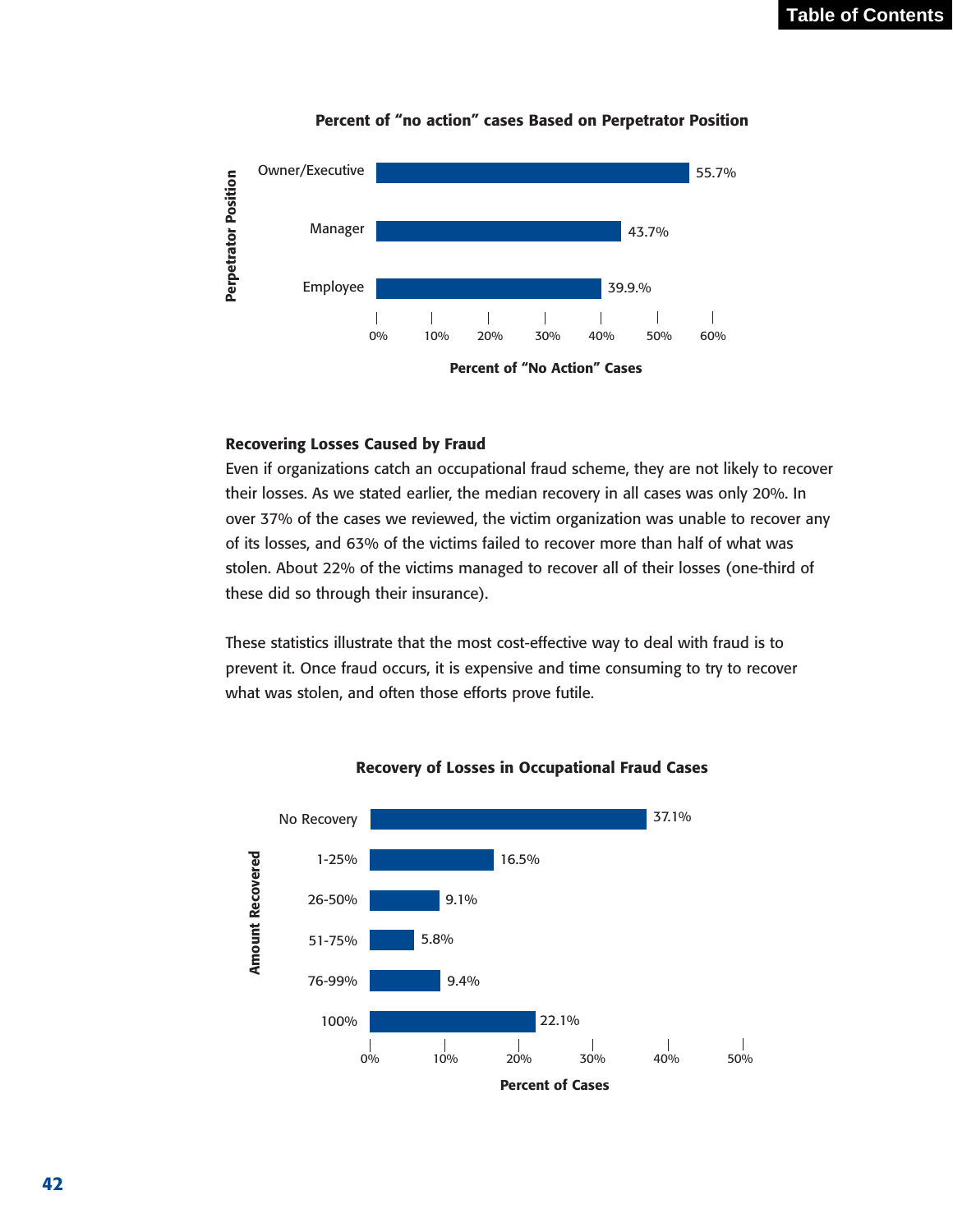**Percent of "no action" cases Based on Perpetrator Position**

| Perpetrator Position | Percent of "No Action" Cases |
| --- | --- |
| Owner/Executive | 55.7% |
| Manager | 43.7% |
| Employee | 39.9.% |

### Recovering Losses Caused by Fraud

Even if organizations catch an occupational fraud scheme, they are not likely to recover their losses. As we stated earlier, the median recovery in all cases was only 20%. In over 37% of the cases we reviewed, the victim organization was unable to recover any of its losses, and 63% of the victims failed to recover more than half of what was stolen. About 22% of the victims managed to recover all of their losses (one-third of these did so through their insurance).

These statistics illustrate that the most cost-effective way to deal with fraud is to prevent it. Once fraud occurs, it is expensive and time consuming to try to recover what was stolen, and often those efforts prove futile.

**Recovery of Losses in Occupational Fraud Cases**

| Amount Recovered | Percent of Cases |
| --- | --- |
| No Recovery | 37.1% |
| 1-25% | 16.5% |
| 26-50% | 9.1% |
| 51-75% | 5.8% |
| 76-99% | 9.4% |
| 100% | 22.1% |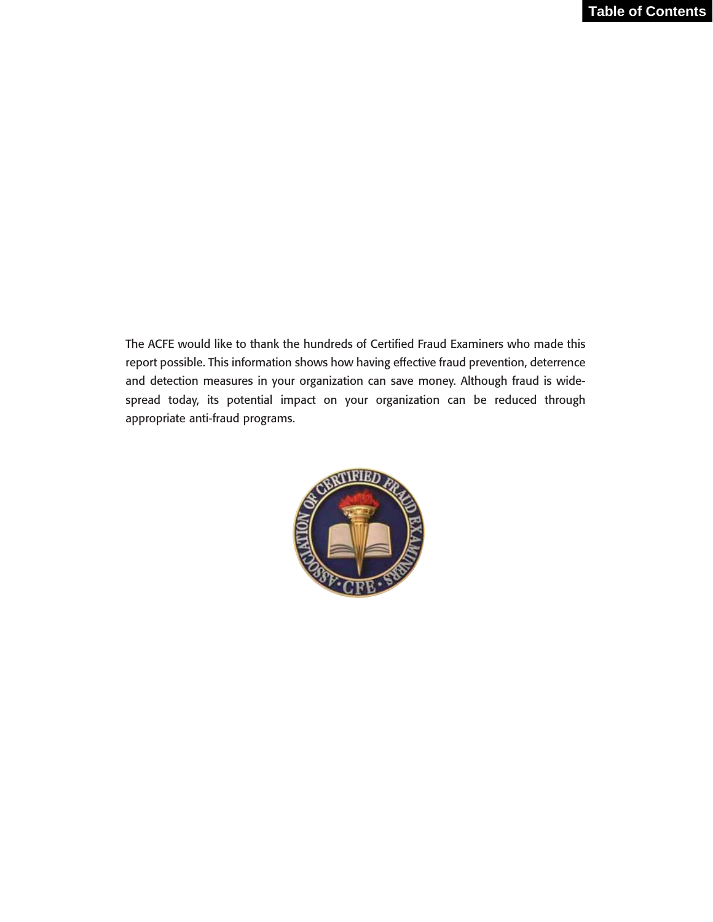The ACFE would like to thank the hundreds of Certified Fraud Examiners who made this report possible. This information shows how having effective fraud prevention, deterrence and detection measures in your organization can save money. Although fraud is widespread today, its potential impact on your organization can be reduced through appropriate anti-fraud programs.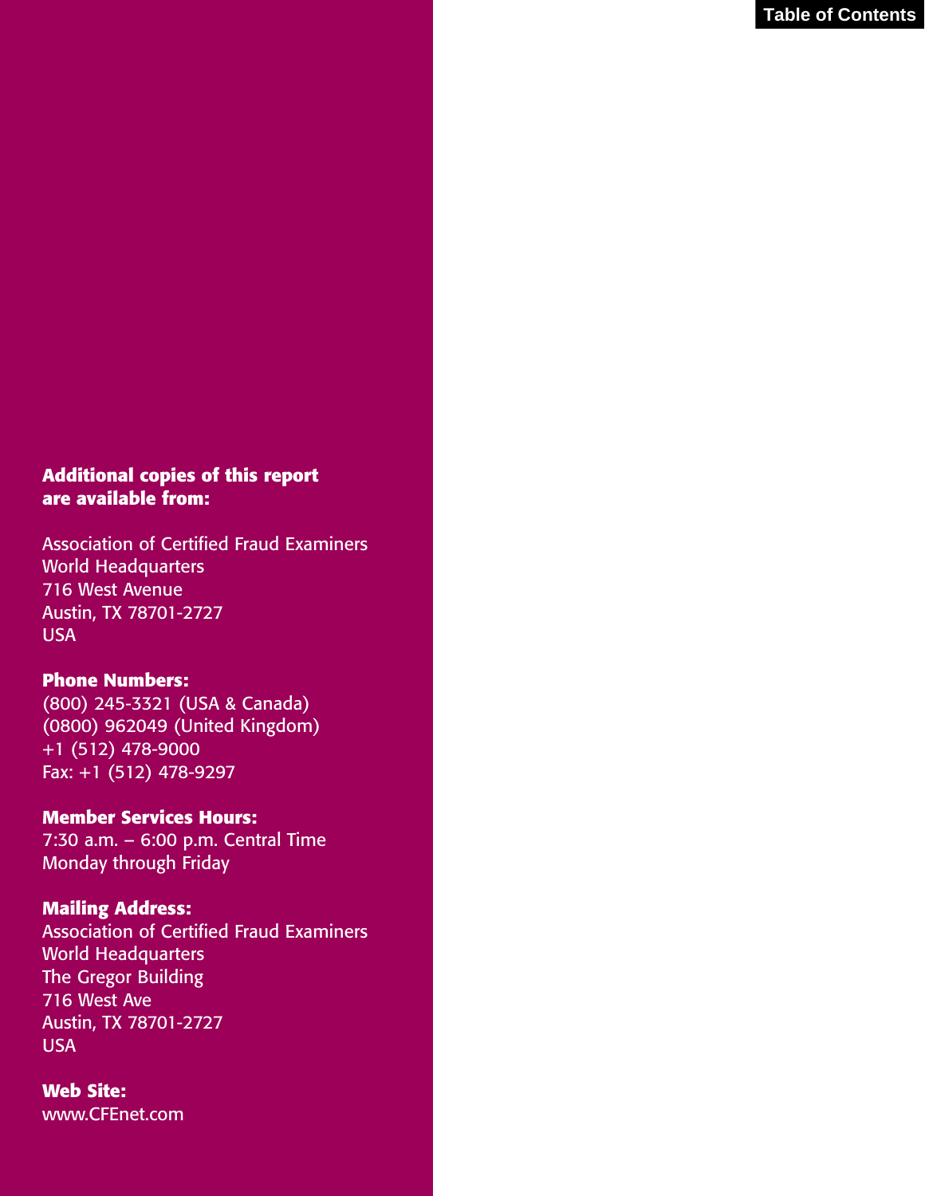**Additional copies of this report are available from:**

Association of Certified Fraud Examiners
World Headquarters
716 West Avenue
Austin, TX 78701-2727
USA

**Phone Numbers:**
(800) 245-3321 (USA & Canada)
(0800) 962049 (United Kingdom)
+1 (512) 478-9000
Fax: +1 (512) 478-9297

**Member Services Hours:**
7:30 a.m. – 6:00 p.m. Central Time
Monday through Friday

**Mailing Address:**
Association of Certified Fraud Examiners
World Headquarters
The Gregor Building
716 West Ave
Austin, TX 78701-2727
USA

**Web Site:**
www.CFEnet.com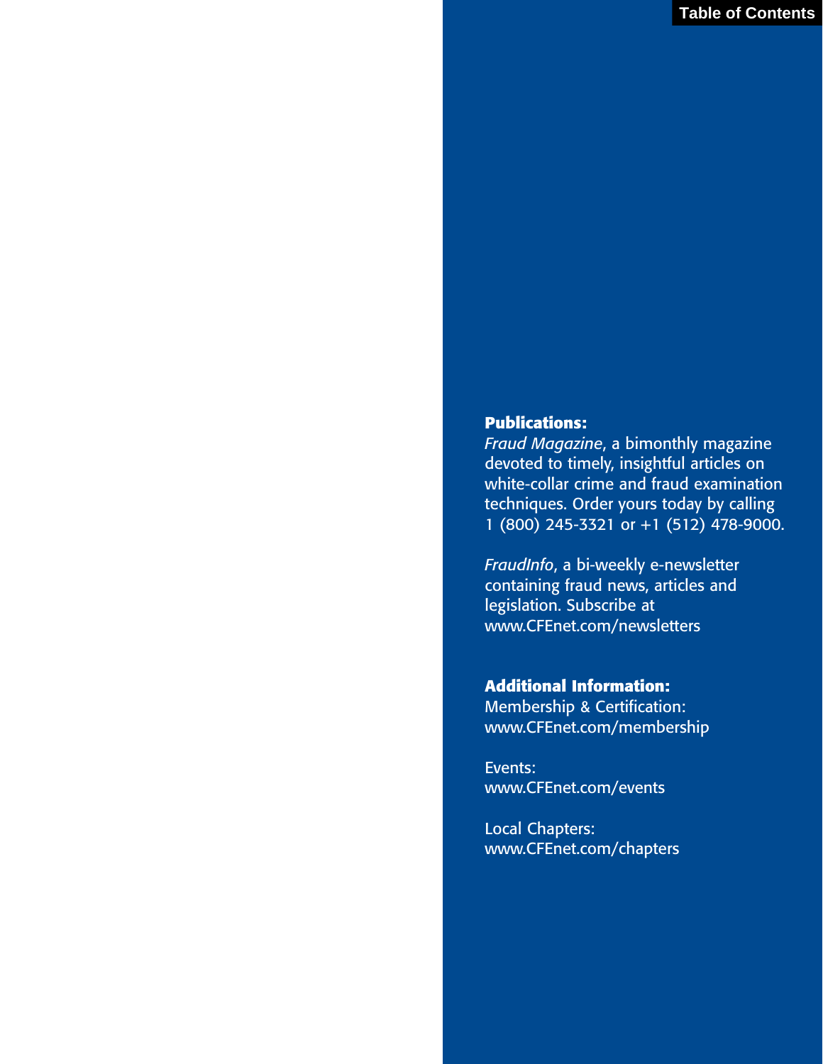**Publications:**

*Fraud Magazine*, a bimonthly magazine devoted to timely, insightful articles on white-collar crime and fraud examination techniques. Order yours today by calling 1 (800) 245-3321 or +1 (512) 478-9000.

*FraudInfo*, a bi-weekly e-newsletter containing fraud news, articles and legislation. Subscribe at www.CFEnet.com/newsletters

**Additional Information:**

Membership & Certification:
www.CFEnet.com/membership

Events:
www.CFEnet.com/events

Local Chapters:
www.CFEnet.com/chapters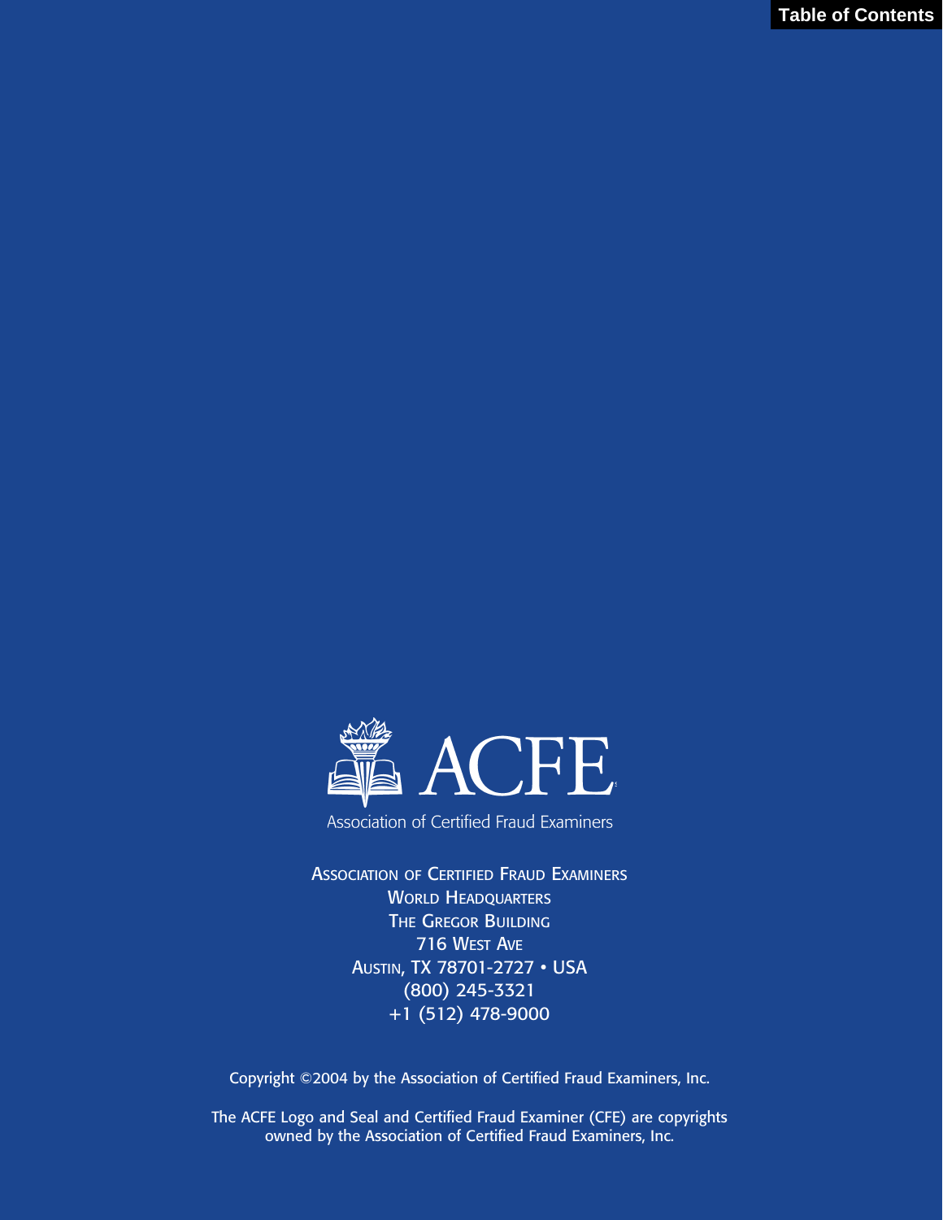Table of Contents

ACFE

Association of Certified Fraud Examiners

Association of Certified Fraud Examiners
World Headquarters
The Gregor Building
716 West Ave
Austin, TX 78701-2727 • USA
(800) 245-3321
+1 (512) 478-9000

Copyright ©2004 by the Association of Certified Fraud Examiners, Inc.

The ACFE Logo and Seal and Certified Fraud Examiner (CFE) are copyrights owned by the Association of Certified Fraud Examiners, Inc.